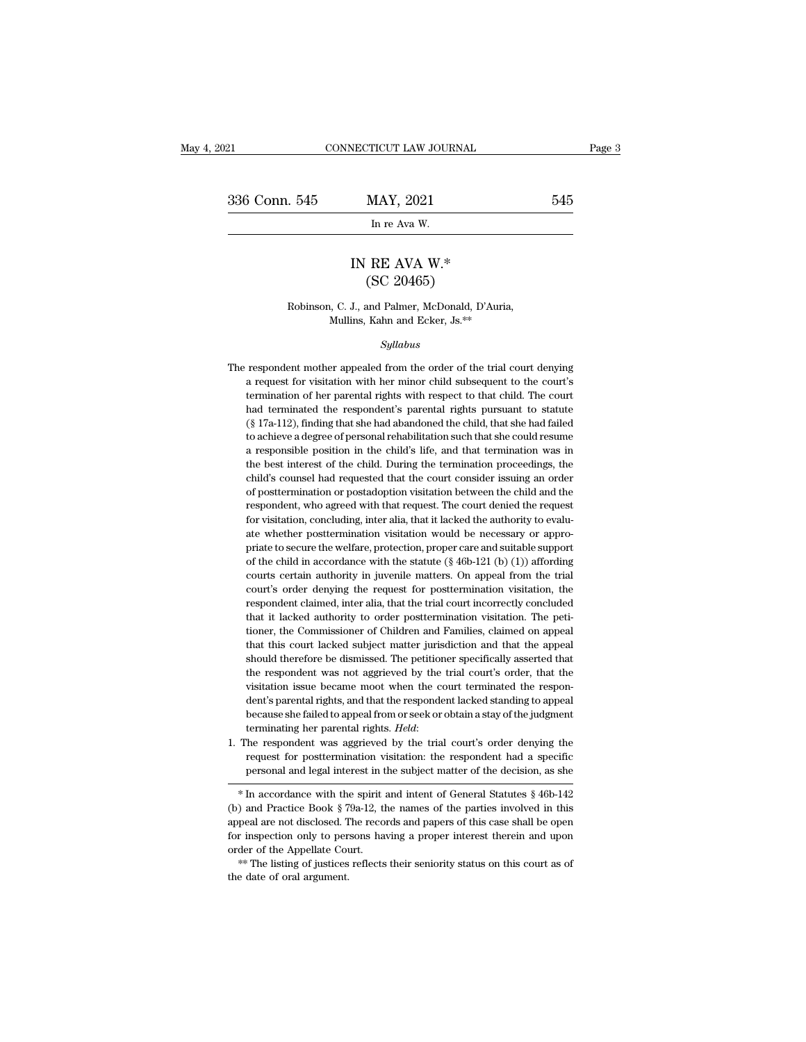# IN RE AVA W.*
## (SC 20465)

Robinson, C. J., and Palmer, McDonald, D'Auria, Mullins, Kahn and Ecker, Js.**

*Syllabus*

The respondent mother appealed from the order of the trial court denying a request for visitation with her minor child subsequent to the court's termination of her parental rights with respect to that child. The court had terminated the respondent's parental rights pursuant to statute (§ 17a-112), finding that she had abandoned the child, that she had failed to achieve a degree of personal rehabilitation such that she could resume a responsible position in the child's life, and that termination was in the best interest of the child. During the termination proceedings, the child's counsel had requested that the court consider issuing an order of posttermination or postadoption visitation between the child and the respondent, who agreed with that request. The court denied the request for visitation, concluding, inter alia, that it lacked the authority to evaluate whether posttermination visitation would be necessary or appropriate to secure the welfare, protection, proper care and suitable support of the child in accordance with the statute (§ 46b-121 (b) (1)) affording courts certain authority in juvenile matters. On appeal from the trial court's order denying the request for posttermination visitation, the respondent claimed, inter alia, that the trial court incorrectly concluded that it lacked authority to order posttermination visitation. The petitioner, the Commissioner of Children and Families, claimed on appeal that this court lacked subject matter jurisdiction and that the appeal should therefore be dismissed. The petitioner specifically asserted that the respondent was not aggrieved by the trial court's order, that the visitation issue became moot when the court terminated the respondent's parental rights, and that the respondent lacked standing to appeal because she failed to appeal from or seek or obtain a stay of the judgment terminating her parental rights. *Held*:

1. The respondent was aggrieved by the trial court's order denying the request for posttermination visitation: the respondent had a specific personal and legal interest in the subject matter of the decision, as she

---

\* In accordance with the spirit and intent of General Statutes § 46b-142 (b) and Practice Book § 79a-12, the names of the parties involved in this appeal are not disclosed. The records and papers of this case shall be open for inspection only to persons having a proper interest therein and upon order of the Appellate Court.

\*\* The listing of justices reflects their seniority status on this court as of the date of oral argument.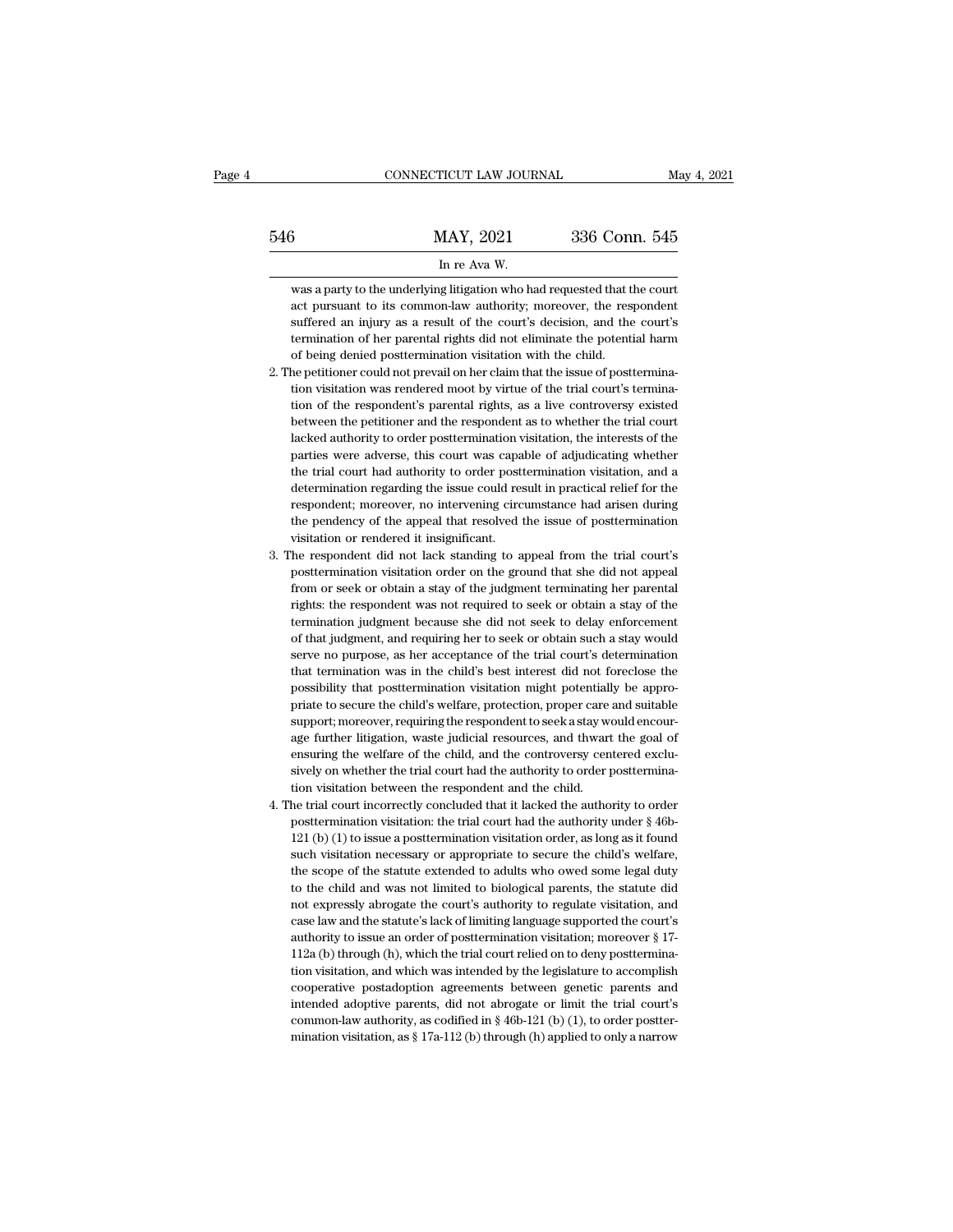was a party to the underlying litigation who had requested that the court act pursuant to its common-law authority; moreover, the respondent suffered an injury as a result of the court's decision, and the court's termination of her parental rights did not eliminate the potential harm of being denied posttermination visitation with the child.

2. The petitioner could not prevail on her claim that the issue of posttermination visitation was rendered moot by virtue of the trial court's termination of the respondent's parental rights, as a live controversy existed between the petitioner and the respondent as to whether the trial court lacked authority to order posttermination visitation, the interests of the parties were adverse, this court was capable of adjudicating whether the trial court had authority to order posttermination visitation, and a determination regarding the issue could result in practical relief for the respondent; moreover, no intervening circumstance had arisen during the pendency of the appeal that resolved the issue of posttermination visitation or rendered it insignificant.

3. The respondent did not lack standing to appeal from the trial court's posttermination visitation order on the ground that she did not appeal from or seek or obtain a stay of the judgment terminating her parental rights: the respondent was not required to seek or obtain a stay of the termination judgment because she did not seek to delay enforcement of that judgment, and requiring her to seek or obtain such a stay would serve no purpose, as her acceptance of the trial court's determination that termination was in the child's best interest did not foreclose the possibility that posttermination visitation might potentially be appropriate to secure the child's welfare, protection, proper care and suitable support; moreover, requiring the respondent to seek a stay would encourage further litigation, waste judicial resources, and thwart the goal of ensuring the welfare of the child, and the controversy centered exclusively on whether the trial court had the authority to order posttermination visitation between the respondent and the child.

4. The trial court incorrectly concluded that it lacked the authority to order posttermination visitation: the trial court had the authority under § 46b-121 (b) (1) to issue a posttermination visitation order, as long as it found such visitation necessary or appropriate to secure the child's welfare, the scope of the statute extended to adults who owed some legal duty to the child and was not limited to biological parents, the statute did not expressly abrogate the court's authority to regulate visitation, and case law and the statute's lack of limiting language supported the court's authority to issue an order of posttermination visitation; moreover § 17-112a (b) through (h), which the trial court relied on to deny posttermination visitation, and which was intended by the legislature to accomplish cooperative postadoption agreements between genetic parents and intended adoptive parents, did not abrogate or limit the trial court's common-law authority, as codified in § 46b-121 (b) (1), to order posttermination visitation, as § 17a-112 (b) through (h) applied to only a narrow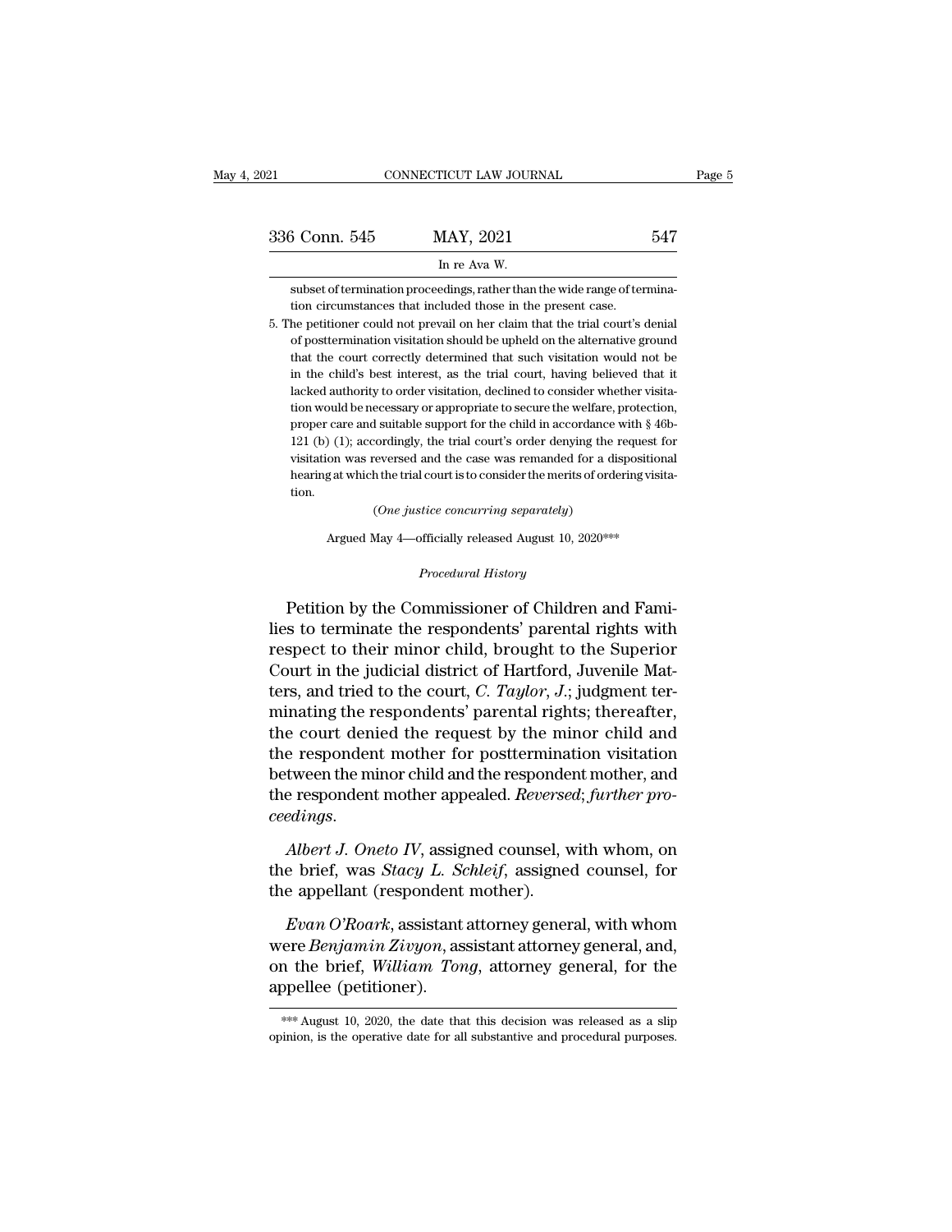subset of termination proceedings, rather than the wide range of termination circumstances that included those in the present case.

5. The petitioner could not prevail on her claim that the trial court's denial of posttermination visitation should be upheld on the alternative ground that the court correctly determined that such visitation would not be in the child's best interest, as the trial court, having believed that it lacked authority to order visitation, declined to consider whether visitation would be necessary or appropriate to secure the welfare, protection, proper care and suitable support for the child in accordance with § 46b-121 (b) (1); accordingly, the trial court's order denying the request for visitation was reversed and the case was remanded for a dispositional hearing at which the trial court is to consider the merits of ordering visitation.

(*One justice concurring separately*)

Argued May 4—officially released August 10, 2020***

*Procedural History*

Petition by the Commissioner of Children and Families to terminate the respondents' parental rights with respect to their minor child, brought to the Superior Court in the judicial district of Hartford, Juvenile Matters, and tried to the court, *C. Taylor*, *J.*; judgment terminating the respondents' parental rights; thereafter, the court denied the request by the minor child and the respondent mother for posttermination visitation between the minor child and the respondent mother, and the respondent mother appealed. *Reversed*; *further proceedings*.

*Albert J. Oneto IV*, assigned counsel, with whom, on the brief, was *Stacy L. Schleif*, assigned counsel, for the appellant (respondent mother).

*Evan O'Roark*, assistant attorney general, with whom were *Benjamin Zivyon*, assistant attorney general, and, on the brief, *William Tong*, attorney general, for the appellee (petitioner).

*** August 10, 2020, the date that this decision was released as a slip opinion, is the operative date for all substantive and procedural purposes.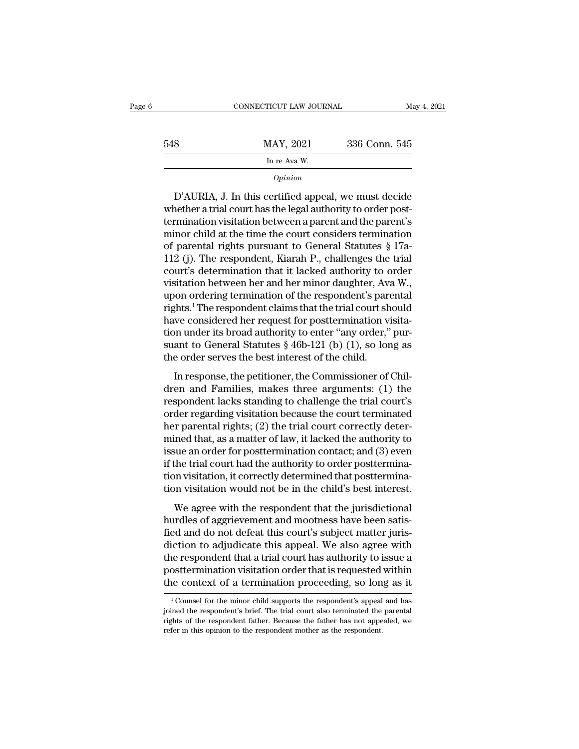*Opinion*

D'AURIA, J. In this certified appeal, we must decide whether a trial court has the legal authority to order posttermination visitation between a parent and the parent's minor child at the time the court considers termination of parental rights pursuant to General Statutes § 17a-112 (j). The respondent, Kiarah P., challenges the trial court's determination that it lacked authority to order visitation between her and her minor daughter, Ava W., upon ordering termination of the respondent's parental rights.[1] The respondent claims that the trial court should have considered her request for posttermination visitation under its broad authority to enter "any order," pursuant to General Statutes § 46b-121 (b) (1), so long as the order serves the best interest of the child.

In response, the petitioner, the Commissioner of Children and Families, makes three arguments: (1) the respondent lacks standing to challenge the trial court's order regarding visitation because the court terminated her parental rights; (2) the trial court correctly determined that, as a matter of law, it lacked the authority to issue an order for posttermination contact; and (3) even if the trial court had the authority to order posttermination visitation, it correctly determined that posttermination visitation would not be in the child's best interest.

We agree with the respondent that the jurisdictional hurdles of aggrievement and mootness have been satisfied and do not defeat this court's subject matter jurisdiction to adjudicate this appeal. We also agree with the respondent that a trial court has authority to issue a posttermination visitation order that is requested within the context of a termination proceeding, so long as it

[1] Counsel for the minor child supports the respondent's appeal and has joined the respondent's brief. The trial court also terminated the parental rights of the respondent father. Because the father has not appealed, we refer in this opinion to the respondent mother as the respondent.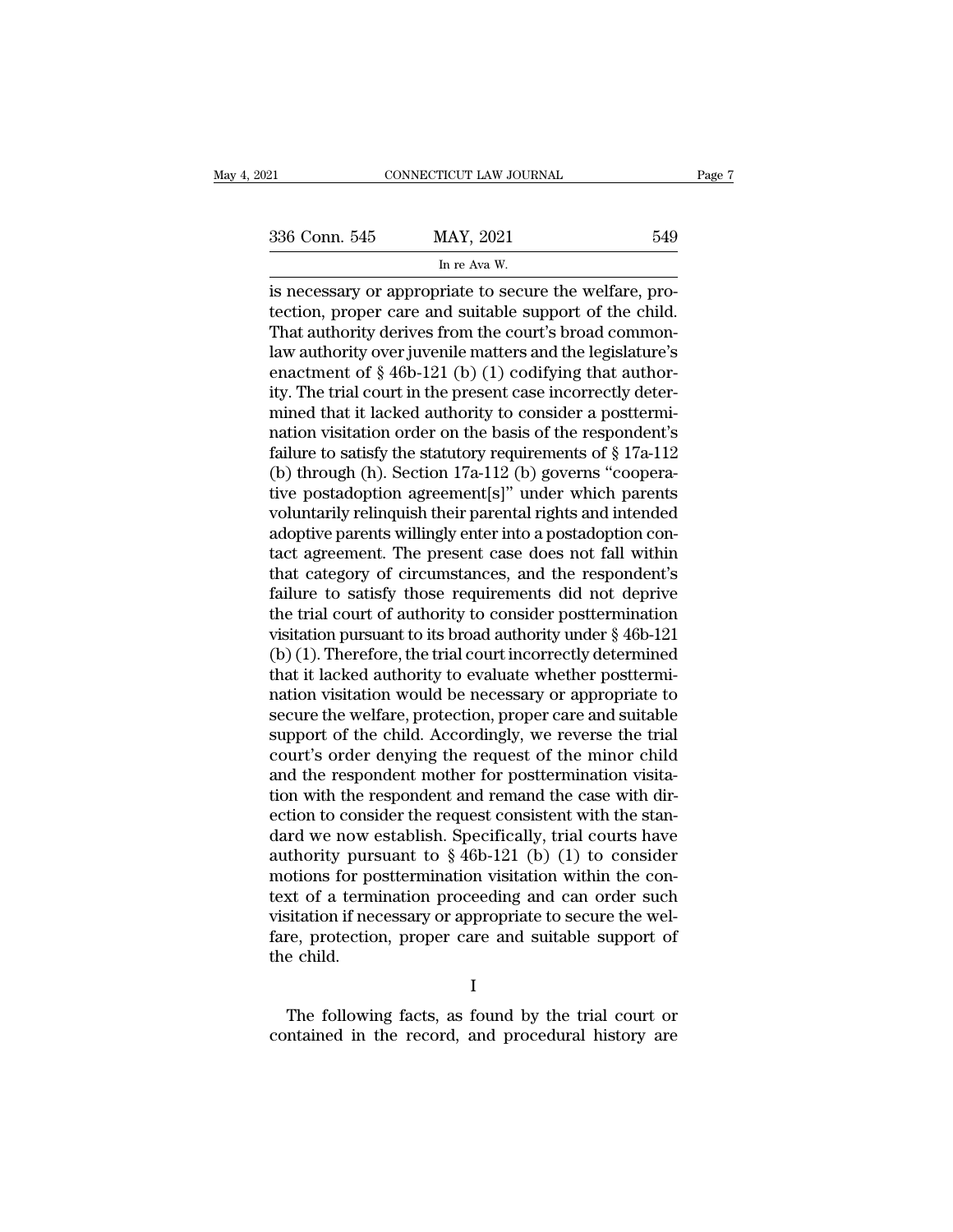is necessary or appropriate to secure the welfare, protection, proper care and suitable support of the child. That authority derives from the court's broad common-law authority over juvenile matters and the legislature's enactment of § 46b-121 (b) (1) codifying that authority. The trial court in the present case incorrectly determined that it lacked authority to consider a posttermination visitation order on the basis of the respondent's failure to satisfy the statutory requirements of § 17a-112 (b) through (h). Section 17a-112 (b) governs "cooperative postadoption agreement[s]" under which parents voluntarily relinquish their parental rights and intended adoptive parents willingly enter into a postadoption contact agreement. The present case does not fall within that category of circumstances, and the respondent's failure to satisfy those requirements did not deprive the trial court of authority to consider posttermination visitation pursuant to its broad authority under § 46b-121 (b) (1). Therefore, the trial court incorrectly determined that it lacked authority to evaluate whether posttermination visitation would be necessary or appropriate to secure the welfare, protection, proper care and suitable support of the child. Accordingly, we reverse the trial court's order denying the request of the minor child and the respondent mother for posttermination visitation with the respondent and remand the case with direction to consider the request consistent with the standard we now establish. Specifically, trial courts have authority pursuant to § 46b-121 (b) (1) to consider motions for posttermination visitation within the context of a termination proceeding and can order such visitation if necessary or appropriate to secure the welfare, protection, proper care and suitable support of the child.

## I

The following facts, as found by the trial court or contained in the record, and procedural history are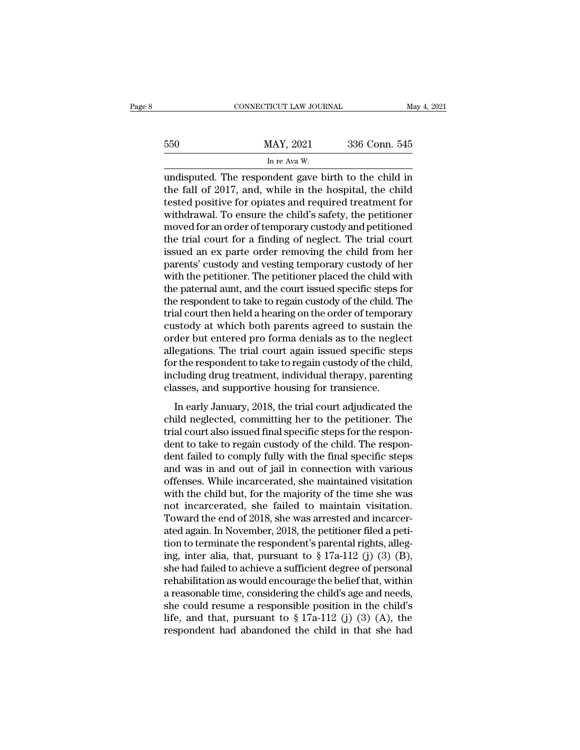undisputed. The respondent gave birth to the child in the fall of 2017, and, while in the hospital, the child tested positive for opiates and required treatment for withdrawal. To ensure the child's safety, the petitioner moved for an order of temporary custody and petitioned the trial court for a finding of neglect. The trial court issued an ex parte order removing the child from her parents' custody and vesting temporary custody of her with the petitioner. The petitioner placed the child with the paternal aunt, and the court issued specific steps for the respondent to take to regain custody of the child. The trial court then held a hearing on the order of temporary custody at which both parents agreed to sustain the order but entered pro forma denials as to the neglect allegations. The trial court again issued specific steps for the respondent to take to regain custody of the child, including drug treatment, individual therapy, parenting classes, and supportive housing for transience.

In early January, 2018, the trial court adjudicated the child neglected, committing her to the petitioner. The trial court also issued final specific steps for the respondent to take to regain custody of the child. The respondent failed to comply fully with the final specific steps and was in and out of jail in connection with various offenses. While incarcerated, she maintained visitation with the child but, for the majority of the time she was not incarcerated, she failed to maintain visitation. Toward the end of 2018, she was arrested and incarcerated again. In November, 2018, the petitioner filed a petition to terminate the respondent's parental rights, alleging, inter alia, that, pursuant to § 17a-112 (j) (3) (B), she had failed to achieve a sufficient degree of personal rehabilitation as would encourage the belief that, within a reasonable time, considering the child's age and needs, she could resume a responsible position in the child's life, and that, pursuant to § 17a-112 (j) (3) (A), the respondent had abandoned the child in that she had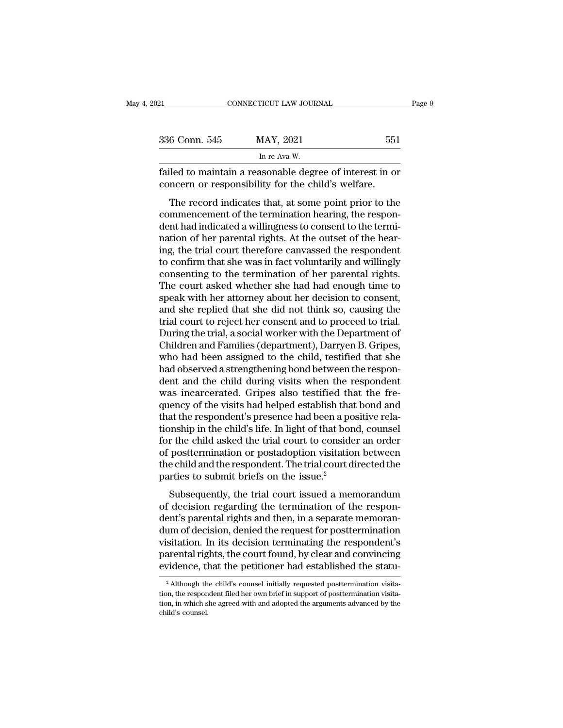failed to maintain a reasonable degree of interest in or concern or responsibility for the child's welfare.

The record indicates that, at some point prior to the commencement of the termination hearing, the respondent had indicated a willingness to consent to the termination of her parental rights. At the outset of the hearing, the trial court therefore canvassed the respondent to confirm that she was in fact voluntarily and willingly consenting to the termination of her parental rights. The court asked whether she had had enough time to speak with her attorney about her decision to consent, and she replied that she did not think so, causing the trial court to reject her consent and to proceed to trial. During the trial, a social worker with the Department of Children and Families (department), Darryen B. Gripes, who had been assigned to the child, testified that she had observed a strengthening bond between the respondent and the child during visits when the respondent was incarcerated. Gripes also testified that the frequency of the visits had helped establish that bond and that the respondent's presence had been a positive relationship in the child's life. In light of that bond, counsel for the child asked the trial court to consider an order of posttermination or postadoption visitation between the child and the respondent. The trial court directed the parties to submit briefs on the issue.[2]

Subsequently, the trial court issued a memorandum of decision regarding the termination of the respondent's parental rights and then, in a separate memorandum of decision, denied the request for posttermination visitation. In its decision terminating the respondent's parental rights, the court found, by clear and convincing evidence, that the petitioner had established the statu-

[2] Although the child's counsel initially requested posttermination visitation, the respondent filed her own brief in support of posttermination visitation, in which she agreed with and adopted the arguments advanced by the child's counsel.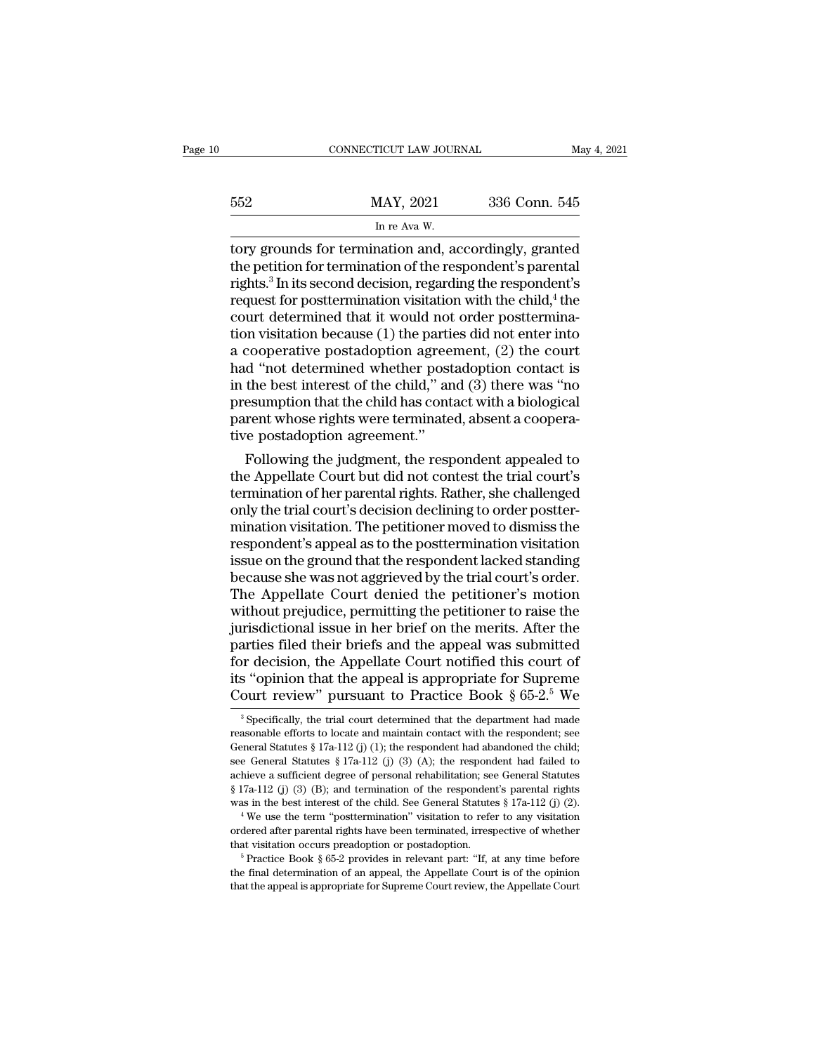tory grounds for termination and, accordingly, granted the petition for termination of the respondent's parental rights.[3] In its second decision, regarding the respondent's request for posttermination visitation with the child,[4] the court determined that it would not order posttermination visitation because (1) the parties did not enter into a cooperative postadoption agreement, (2) the court had "not determined whether postadoption contact is in the best interest of the child," and (3) there was "no presumption that the child has contact with a biological parent whose rights were terminated, absent a cooperative postadoption agreement."

Following the judgment, the respondent appealed to the Appellate Court but did not contest the trial court's termination of her parental rights. Rather, she challenged only the trial court's decision declining to order posttermination visitation. The petitioner moved to dismiss the respondent's appeal as to the posttermination visitation issue on the ground that the respondent lacked standing because she was not aggrieved by the trial court's order. The Appellate Court denied the petitioner's motion without prejudice, permitting the petitioner to raise the jurisdictional issue in her brief on the merits. After the parties filed their briefs and the appeal was submitted for decision, the Appellate Court notified this court of its "opinion that the appeal is appropriate for Supreme Court review" pursuant to Practice Book § 65-2.[5] We

[3] Specifically, the trial court determined that the department had made reasonable efforts to locate and maintain contact with the respondent; see General Statutes § 17a-112 (j) (1); the respondent had abandoned the child; see General Statutes § 17a-112 (j) (3) (A); the respondent had failed to achieve a sufficient degree of personal rehabilitation; see General Statutes § 17a-112 (j) (3) (B); and termination of the respondent's parental rights was in the best interest of the child. See General Statutes § 17a-112 (j) (2).

[4] We use the term "posttermination" visitation to refer to any visitation ordered after parental rights have been terminated, irrespective of whether that visitation occurs preadoption or postadoption.

[5] Practice Book § 65-2 provides in relevant part: "If, at any time before the final determination of an appeal, the Appellate Court is of the opinion that the appeal is appropriate for Supreme Court review, the Appellate Court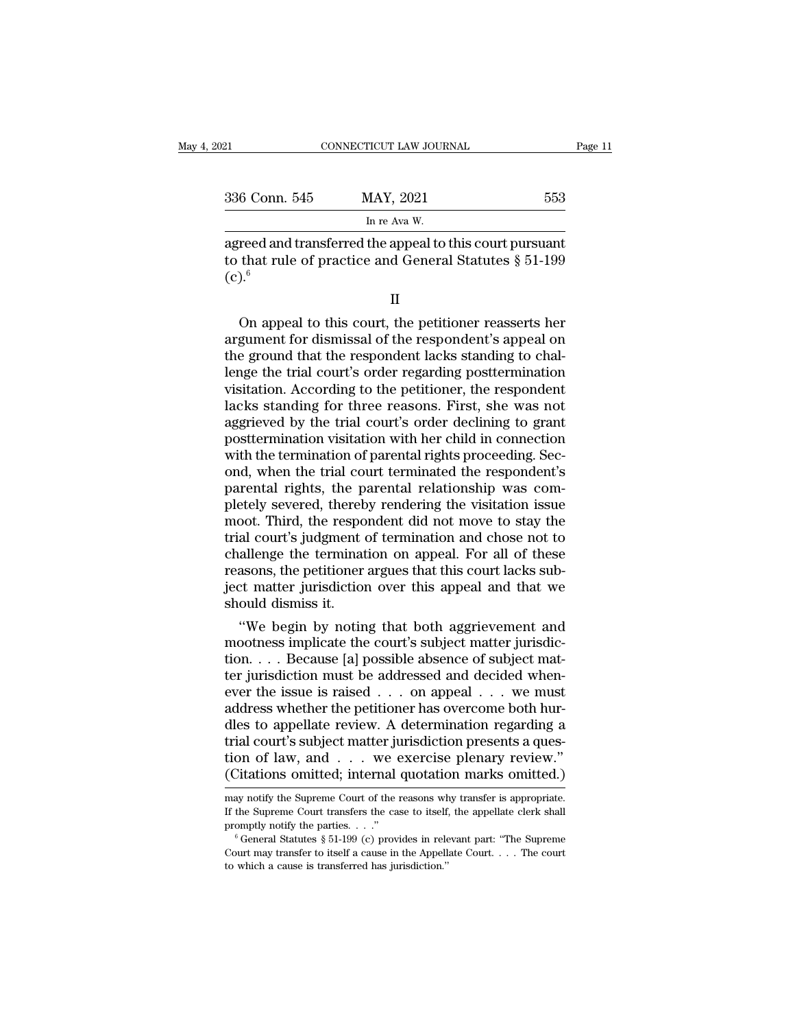agreed and transferred the appeal to this court pursuant to that rule of practice and General Statutes § 51-199 (c).[6]

II

On appeal to this court, the petitioner reasserts her argument for dismissal of the respondent's appeal on the ground that the respondent lacks standing to challenge the trial court's order regarding posttermination visitation. According to the petitioner, the respondent lacks standing for three reasons. First, she was not aggrieved by the trial court's order declining to grant posttermination visitation with her child in connection with the termination of parental rights proceeding. Second, when the trial court terminated the respondent's parental rights, the parental relationship was completely severed, thereby rendering the visitation issue moot. Third, the respondent did not move to stay the trial court's judgment of termination and chose not to challenge the termination on appeal. For all of these reasons, the petitioner argues that this court lacks subject matter jurisdiction over this appeal and that we should dismiss it.

"We begin by noting that both aggrievement and mootness implicate the court's subject matter jurisdiction. . . . Because [a] possible absence of subject matter jurisdiction must be addressed and decided whenever the issue is raised . . . on appeal . . . we must address whether the petitioner has overcome both hurdles to appellate review. A determination regarding a trial court's subject matter jurisdiction presents a question of law, and . . . we exercise plenary review." (Citations omitted; internal quotation marks omitted.)

---

may notify the Supreme Court of the reasons why transfer is appropriate. If the Supreme Court transfers the case to itself, the appellate clerk shall promptly notify the parties. . . ."

[6] General Statutes § 51-199 (c) provides in relevant part: "The Supreme Court may transfer to itself a cause in the Appellate Court. . . . The court to which a cause is transferred has jurisdiction."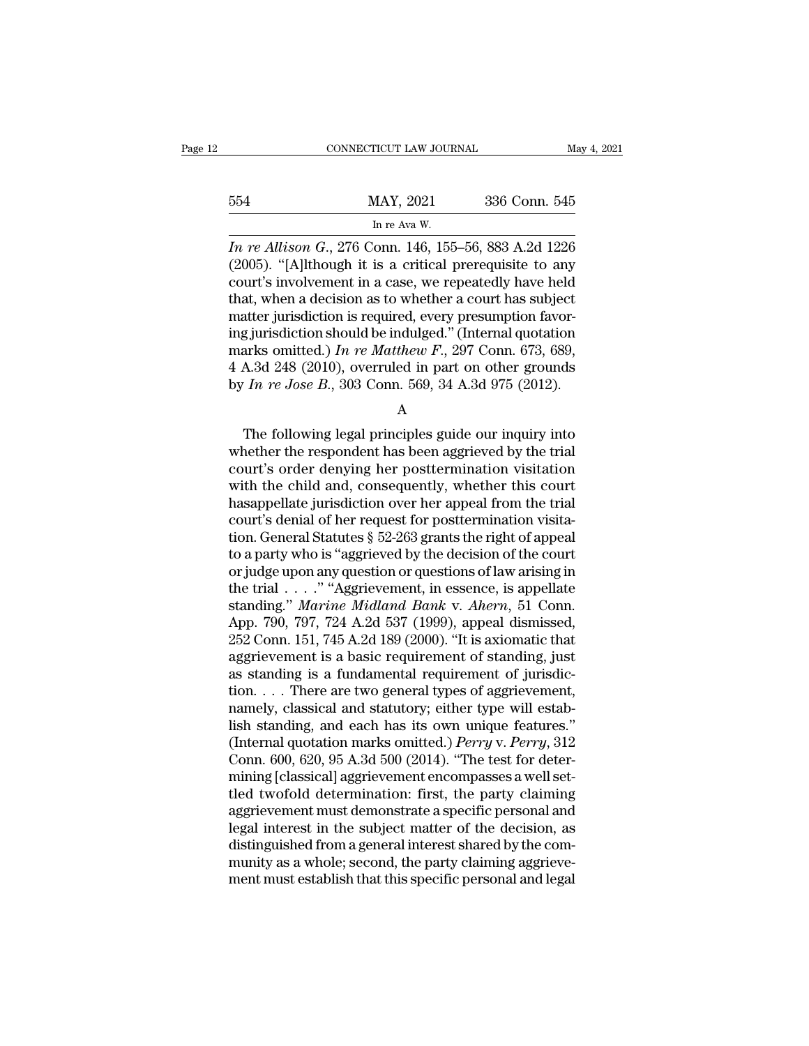*In re Allison G.*, 276 Conn. 146, 155–56, 883 A.2d 1226 (2005). "[A]lthough it is a critical prerequisite to any court's involvement in a case, we repeatedly have held that, when a decision as to whether a court has subject matter jurisdiction is required, every presumption favoring jurisdiction should be indulged." (Internal quotation marks omitted.) *In re Matthew F.*, 297 Conn. 673, 689, 4 A.3d 248 (2010), overruled in part on other grounds by *In re Jose B.*, 303 Conn. 569, 34 A.3d 975 (2012).

A

The following legal principles guide our inquiry into whether the respondent has been aggrieved by the trial court's order denying her posttermination visitation with the child and, consequently, whether this court hasappellate jurisdiction over her appeal from the trial court's denial of her request for posttermination visitation. General Statutes § 52-263 grants the right of appeal to a party who is "aggrieved by the decision of the court or judge upon any question or questions of law arising in the trial . . . ." "Aggrievement, in essence, is appellate standing." *Marine Midland Bank* v. *Ahern*, 51 Conn. App. 790, 797, 724 A.2d 537 (1999), appeal dismissed, 252 Conn. 151, 745 A.2d 189 (2000). "It is axiomatic that aggrievement is a basic requirement of standing, just as standing is a fundamental requirement of jurisdiction. . . . There are two general types of aggrievement, namely, classical and statutory; either type will establish standing, and each has its own unique features." (Internal quotation marks omitted.) *Perry* v. *Perry*, 312 Conn. 600, 620, 95 A.3d 500 (2014). "The test for determining [classical] aggrievement encompasses a well settled twofold determination: first, the party claiming aggrievement must demonstrate a specific personal and legal interest in the subject matter of the decision, as distinguished from a general interest shared by the community as a whole; second, the party claiming aggrievement must establish that this specific personal and legal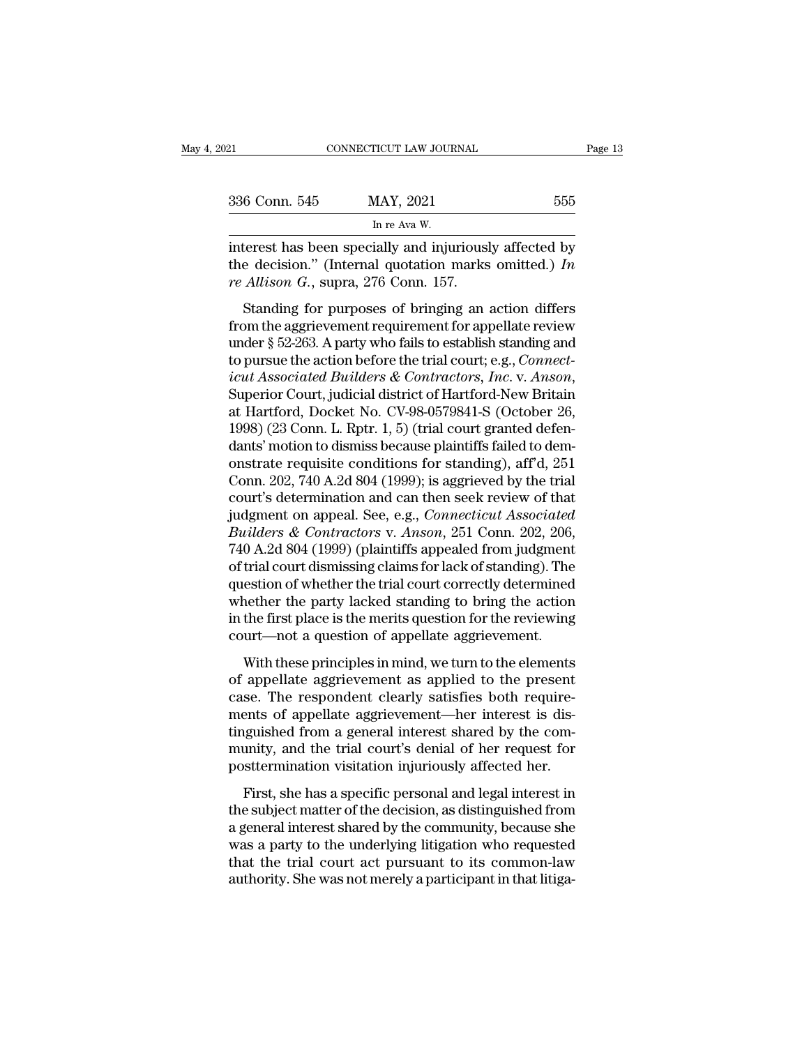interest has been specially and injuriously affected by the decision." (Internal quotation marks omitted.) *In re Allison G.*, supra, 276 Conn. 157.

Standing for purposes of bringing an action differs from the aggrievement requirement for appellate review under § 52-263. A party who fails to establish standing and to pursue the action before the trial court; e.g., *Connecticut Associated Builders & Contractors, Inc.* v. *Anson*, Superior Court, judicial district of Hartford-New Britain at Hartford, Docket No. CV-98-0579841-S (October 26, 1998) (23 Conn. L. Rptr. 1, 5) (trial court granted defendants' motion to dismiss because plaintiffs failed to demonstrate requisite conditions for standing), aff'd, 251 Conn. 202, 740 A.2d 804 (1999); is aggrieved by the trial court's determination and can then seek review of that judgment on appeal. See, e.g., *Connecticut Associated Builders & Contractors* v. *Anson*, 251 Conn. 202, 206, 740 A.2d 804 (1999) (plaintiffs appealed from judgment of trial court dismissing claims for lack of standing). The question of whether the trial court correctly determined whether the party lacked standing to bring the action in the first place is the merits question for the reviewing court—not a question of appellate aggrievement.

With these principles in mind, we turn to the elements of appellate aggrievement as applied to the present case. The respondent clearly satisfies both requirements of appellate aggrievement—her interest is distinguished from a general interest shared by the community, and the trial court's denial of her request for posttermination visitation injuriously affected her.

First, she has a specific personal and legal interest in the subject matter of the decision, as distinguished from a general interest shared by the community, because she was a party to the underlying litigation who requested that the trial court act pursuant to its common-law authority. She was not merely a participant in that litiga-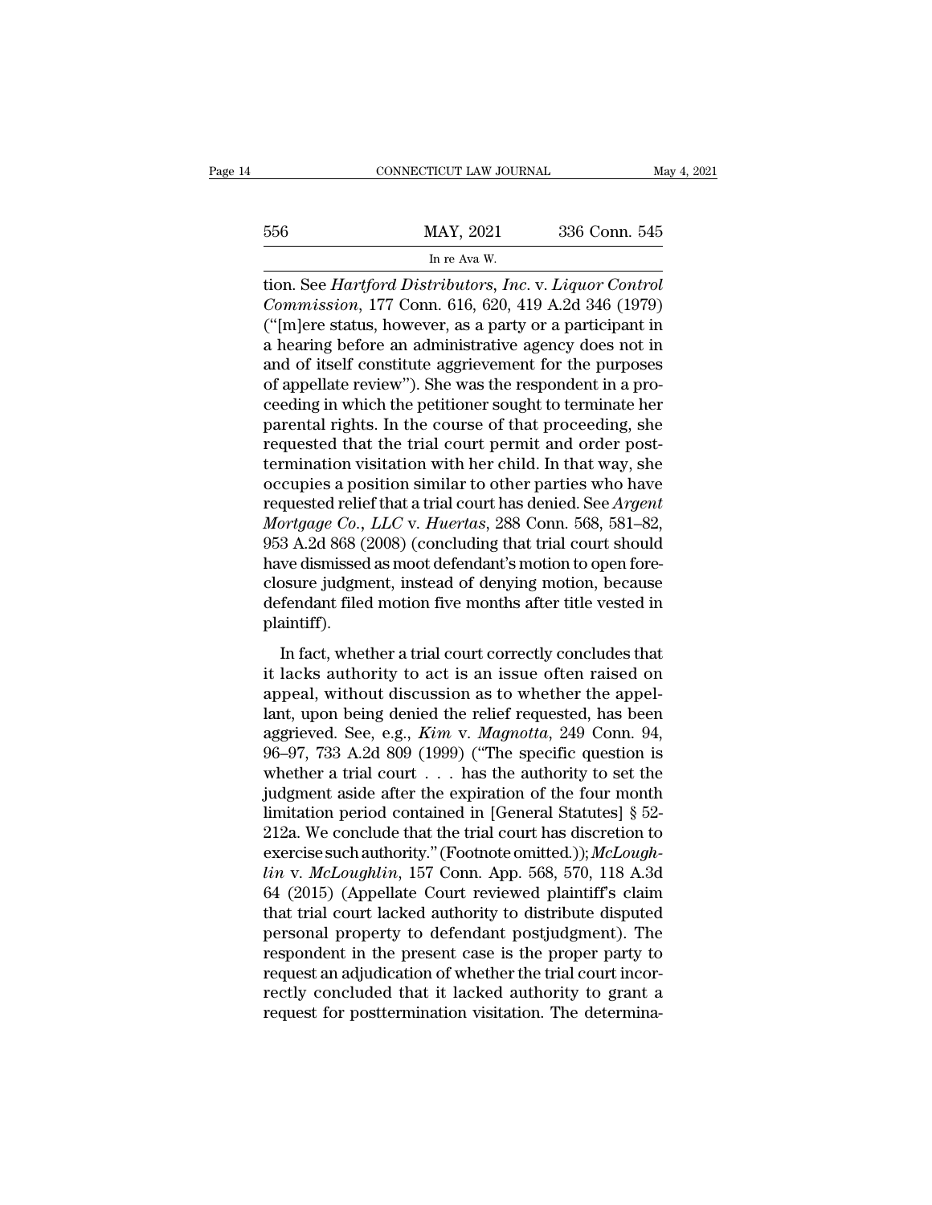tion. See *Hartford Distributors, Inc.* v. *Liquor Control Commission*, 177 Conn. 616, 620, 419 A.2d 346 (1979) ("[m]ere status, however, as a party or a participant in a hearing before an administrative agency does not in and of itself constitute aggrievement for the purposes of appellate review"). She was the respondent in a proceeding in which the petitioner sought to terminate her parental rights. In the course of that proceeding, she requested that the trial court permit and order posttermination visitation with her child. In that way, she occupies a position similar to other parties who have requested relief that a trial court has denied. See *Argent Mortgage Co., LLC* v. *Huertas*, 288 Conn. 568, 581–82, 953 A.2d 868 (2008) (concluding that trial court should have dismissed as moot defendant's motion to open foreclosure judgment, instead of denying motion, because defendant filed motion five months after title vested in plaintiff).

In fact, whether a trial court correctly concludes that it lacks authority to act is an issue often raised on appeal, without discussion as to whether the appellant, upon being denied the relief requested, has been aggrieved. See, e.g., *Kim* v. *Magnotta*, 249 Conn. 94, 96–97, 733 A.2d 809 (1999) ("The specific question is whether a trial court . . . has the authority to set the judgment aside after the expiration of the four month limitation period contained in [General Statutes] § 52-212a. We conclude that the trial court has discretion to exercise such authority." (Footnote omitted.)); *McLoughlin* v. *McLoughlin*, 157 Conn. App. 568, 570, 118 A.3d 64 (2015) (Appellate Court reviewed plaintiff's claim that trial court lacked authority to distribute disputed personal property to defendant postjudgment). The respondent in the present case is the proper party to request an adjudication of whether the trial court incorrectly concluded that it lacked authority to grant a request for posttermination visitation. The determina-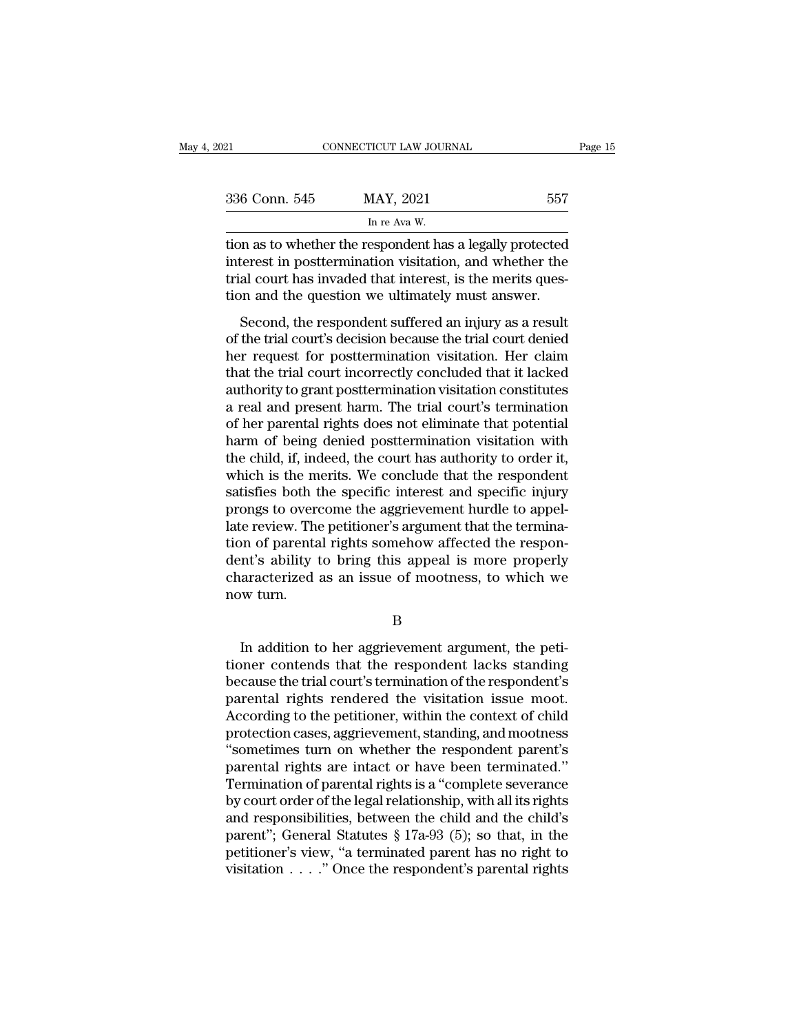tion as to whether the respondent has a legally protected interest in posttermination visitation, and whether the trial court has invaded that interest, is the merits question and the question we ultimately must answer.

Second, the respondent suffered an injury as a result of the trial court's decision because the trial court denied her request for posttermination visitation. Her claim that the trial court incorrectly concluded that it lacked authority to grant posttermination visitation constitutes a real and present harm. The trial court's termination of her parental rights does not eliminate that potential harm of being denied posttermination visitation with the child, if, indeed, the court has authority to order it, which is the merits. We conclude that the respondent satisfies both the specific interest and specific injury prongs to overcome the aggrievement hurdle to appellate review. The petitioner's argument that the termination of parental rights somehow affected the respondent's ability to bring this appeal is more properly characterized as an issue of mootness, to which we now turn.

B

In addition to her aggrievement argument, the petitioner contends that the respondent lacks standing because the trial court's termination of the respondent's parental rights rendered the visitation issue moot. According to the petitioner, within the context of child protection cases, aggrievement, standing, and mootness "sometimes turn on whether the respondent parent's parental rights are intact or have been terminated." Termination of parental rights is a "complete severance by court order of the legal relationship, with all its rights and responsibilities, between the child and the child's parent"; General Statutes § 17a-93 (5); so that, in the petitioner's view, "a terminated parent has no right to visitation . . . ." Once the respondent's parental rights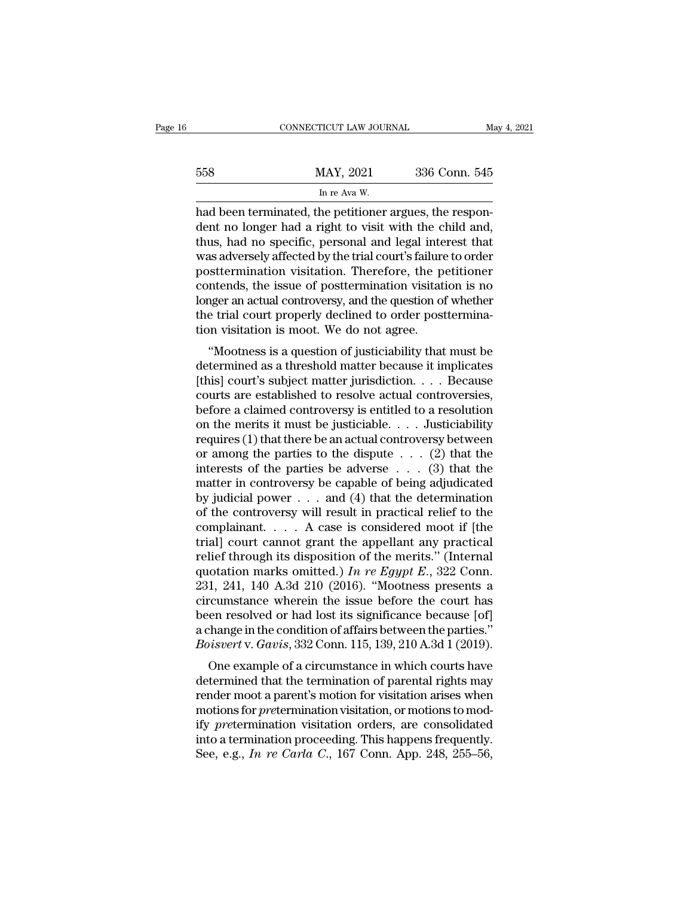had been terminated, the petitioner argues, the respondent no longer had a right to visit with the child and, thus, had no specific, personal and legal interest that was adversely affected by the trial court's failure to order posttermination visitation. Therefore, the petitioner contends, the issue of posttermination visitation is no longer an actual controversy, and the question of whether the trial court properly declined to order posttermination visitation is moot. We do not agree.

"Mootness is a question of justiciability that must be determined as a threshold matter because it implicates [this] court's subject matter jurisdiction. . . . Because courts are established to resolve actual controversies, before a claimed controversy is entitled to a resolution on the merits it must be justiciable. . . . Justiciability requires (1) that there be an actual controversy between or among the parties to the dispute . . . (2) that the interests of the parties be adverse . . . (3) that the matter in controversy be capable of being adjudicated by judicial power . . . and (4) that the determination of the controversy will result in practical relief to the complainant. . . . A case is considered moot if [the trial] court cannot grant the appellant any practical relief through its disposition of the merits." (Internal quotation marks omitted.) *In re Egypt E.*, 322 Conn. 231, 241, 140 A.3d 210 (2016). "Mootness presents a circumstance wherein the issue before the court has been resolved or had lost its significance because [of] a change in the condition of affairs between the parties." *Boisvert* v. *Gavis*, 332 Conn. 115, 139, 210 A.3d 1 (2019).

One example of a circumstance in which courts have determined that the termination of parental rights may render moot a parent's motion for visitation arises when motions for *pre*termination visitation, or motions to modify *pre*termination visitation orders, are consolidated into a termination proceeding. This happens frequently. See, e.g., *In re Carla C.*, 167 Conn. App. 248, 255–56,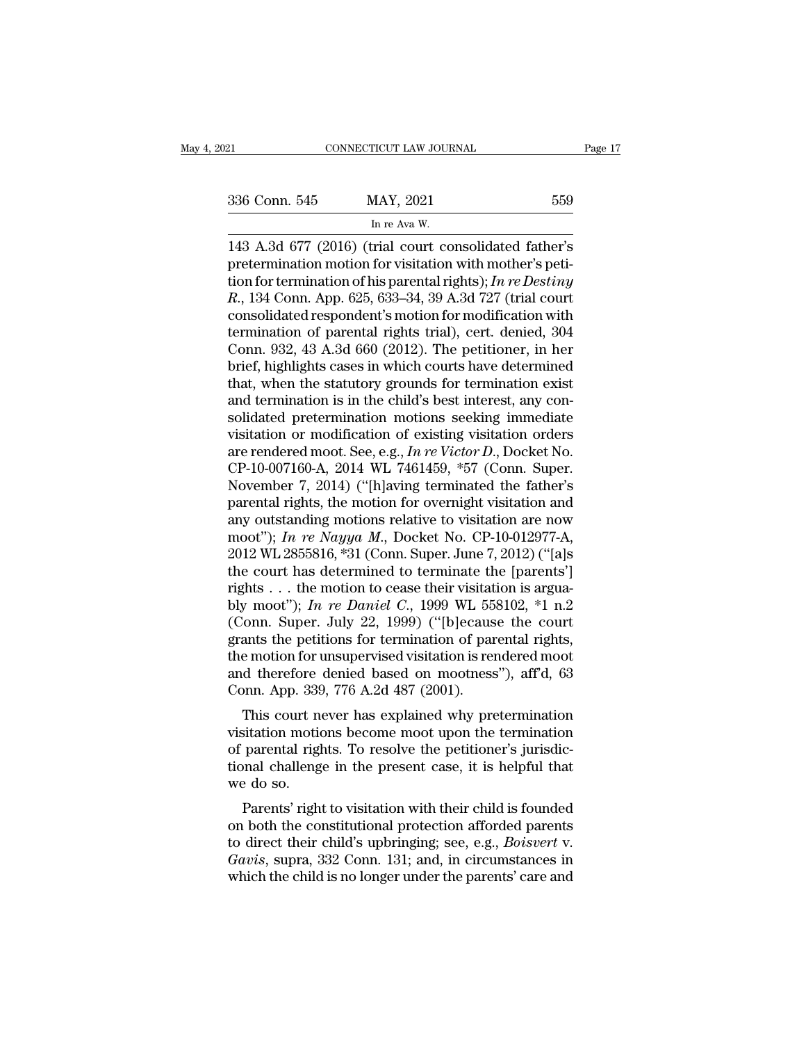143 A.3d 677 (2016) (trial court consolidated father's pretermination motion for visitation with mother's petition for termination of his parental rights); *In re Destiny R.*, 134 Conn. App. 625, 633–34, 39 A.3d 727 (trial court consolidated respondent's motion for modification with termination of parental rights trial), cert. denied, 304 Conn. 932, 43 A.3d 660 (2012). The petitioner, in her brief, highlights cases in which courts have determined that, when the statutory grounds for termination exist and termination is in the child's best interest, any consolidated pretermination motions seeking immediate visitation or modification of existing visitation orders are rendered moot. See, e.g., *In re Victor D.*, Docket No. CP-10-007160-A, 2014 WL 7461459, *57 (Conn. Super. November 7, 2014) ("[h]aving terminated the father's parental rights, the motion for overnight visitation and any outstanding motions relative to visitation are now moot"); *In re Nayya M.*, Docket No. CP-10-012977-A, 2012 WL 2855816, *31 (Conn. Super. June 7, 2012) ("[a]s the court has determined to terminate the [parents'] rights . . . the motion to cease their visitation is arguably moot"); *In re Daniel C.*, 1999 WL 558102, *1 n.2 (Conn. Super. July 22, 1999) ("[b]ecause the court grants the petitions for termination of parental rights, the motion for unsupervised visitation is rendered moot and therefore denied based on mootness"), aff'd, 63 Conn. App. 339, 776 A.2d 487 (2001).

This court never has explained why pretermination visitation motions become moot upon the termination of parental rights. To resolve the petitioner's jurisdictional challenge in the present case, it is helpful that we do so.

Parents' right to visitation with their child is founded on both the constitutional protection afforded parents to direct their child's upbringing; see, e.g., *Boisvert* v. *Gavis*, supra, 332 Conn. 131; and, in circumstances in which the child is no longer under the parents' care and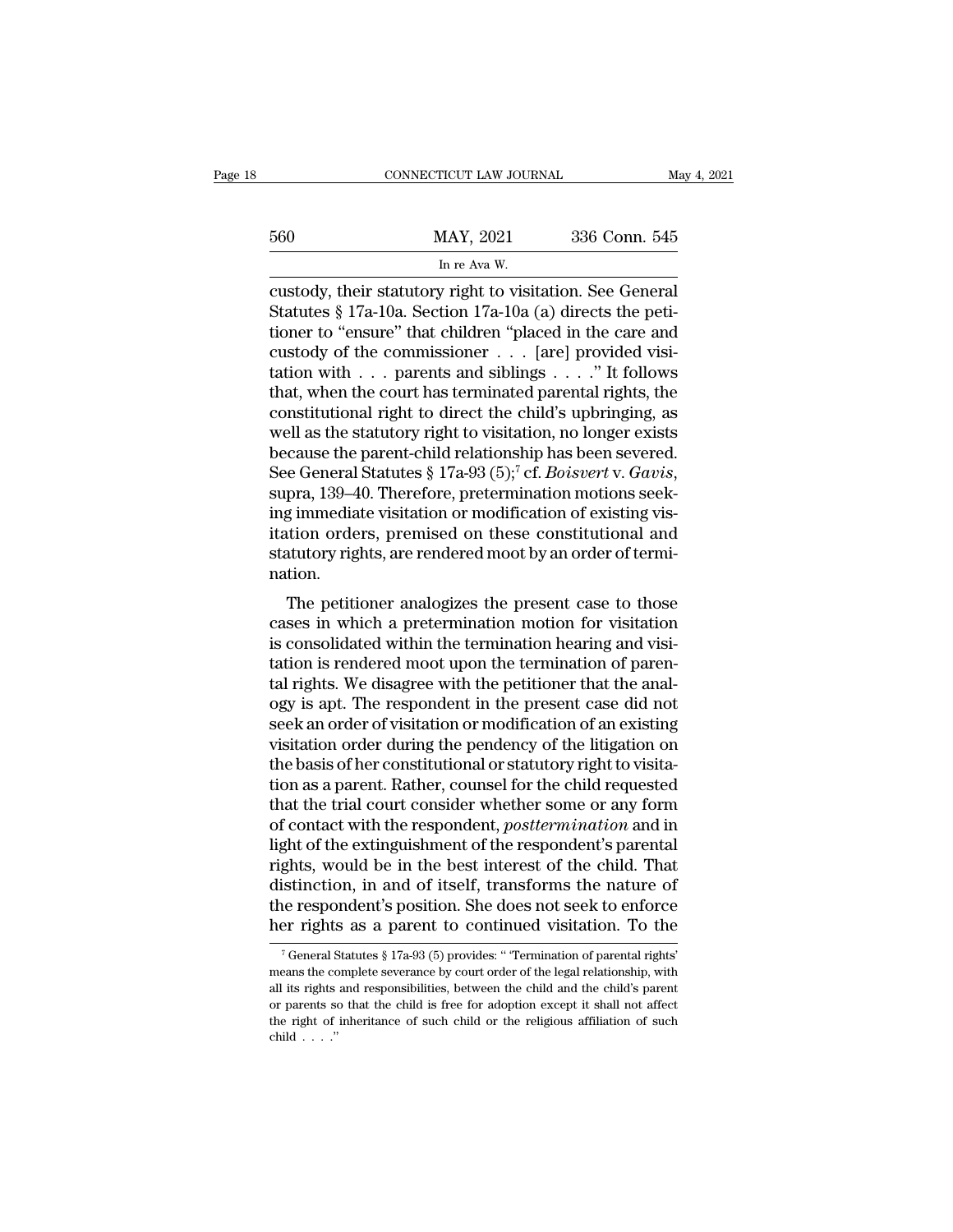custody, their statutory right to visitation. See General Statutes § 17a-10a. Section 17a-10a (a) directs the petitioner to "ensure" that children "placed in the care and custody of the commissioner . . . [are] provided visitation with . . . parents and siblings . . . ." It follows that, when the court has terminated parental rights, the constitutional right to direct the child's upbringing, as well as the statutory right to visitation, no longer exists because the parent-child relationship has been severed. See General Statutes § 17a-93 (5);[7] cf. *Boisvert* v. *Gavis*, supra, 139–40. Therefore, pretermination motions seeking immediate visitation or modification of existing visitation orders, premised on these constitutional and statutory rights, are rendered moot by an order of termination.

The petitioner analogizes the present case to those cases in which a pretermination motion for visitation is consolidated within the termination hearing and visitation is rendered moot upon the termination of parental rights. We disagree with the petitioner that the analogy is apt. The respondent in the present case did not seek an order of visitation or modification of an existing visitation order during the pendency of the litigation on the basis of her constitutional or statutory right to visitation as a parent. Rather, counsel for the child requested that the trial court consider whether some or any form of contact with the respondent, *posttermination* and in light of the extinguishment of the respondent's parental rights, would be in the best interest of the child. That distinction, in and of itself, transforms the nature of the respondent's position. She does not seek to enforce her rights as a parent to continued visitation. To the

[7] General Statutes § 17a-93 (5) provides: " 'Termination of parental rights' means the complete severance by court order of the legal relationship, with all its rights and responsibilities, between the child and the child's parent or parents so that the child is free for adoption except it shall not affect the right of inheritance of such child or the religious affiliation of such child . . . ."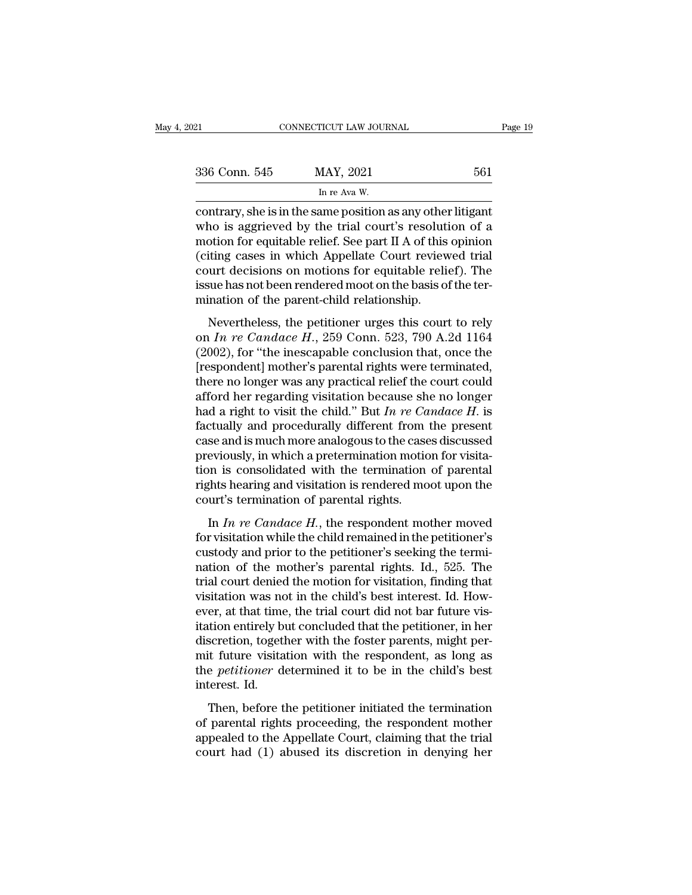contrary, she is in the same position as any other litigant who is aggrieved by the trial court's resolution of a motion for equitable relief. See part II A of this opinion (citing cases in which Appellate Court reviewed trial court decisions on motions for equitable relief). The issue has not been rendered moot on the basis of the termination of the parent-child relationship.

Nevertheless, the petitioner urges this court to rely on *In re Candace H.*, 259 Conn. 523, 790 A.2d 1164 (2002), for "the inescapable conclusion that, once the [respondent] mother's parental rights were terminated, there no longer was any practical relief the court could afford her regarding visitation because she no longer had a right to visit the child." But *In re Candace H.* is factually and procedurally different from the present case and is much more analogous to the cases discussed previously, in which a pretermination motion for visitation is consolidated with the termination of parental rights hearing and visitation is rendered moot upon the court's termination of parental rights.

In *In re Candace H.*, the respondent mother moved for visitation while the child remained in the petitioner's custody and prior to the petitioner's seeking the termination of the mother's parental rights. Id., 525. The trial court denied the motion for visitation, finding that visitation was not in the child's best interest. Id. However, at that time, the trial court did not bar future visitation entirely but concluded that the petitioner, in her discretion, together with the foster parents, might permit future visitation with the respondent, as long as the *petitioner* determined it to be in the child's best interest. Id.

Then, before the petitioner initiated the termination of parental rights proceeding, the respondent mother appealed to the Appellate Court, claiming that the trial court had (1) abused its discretion in denying her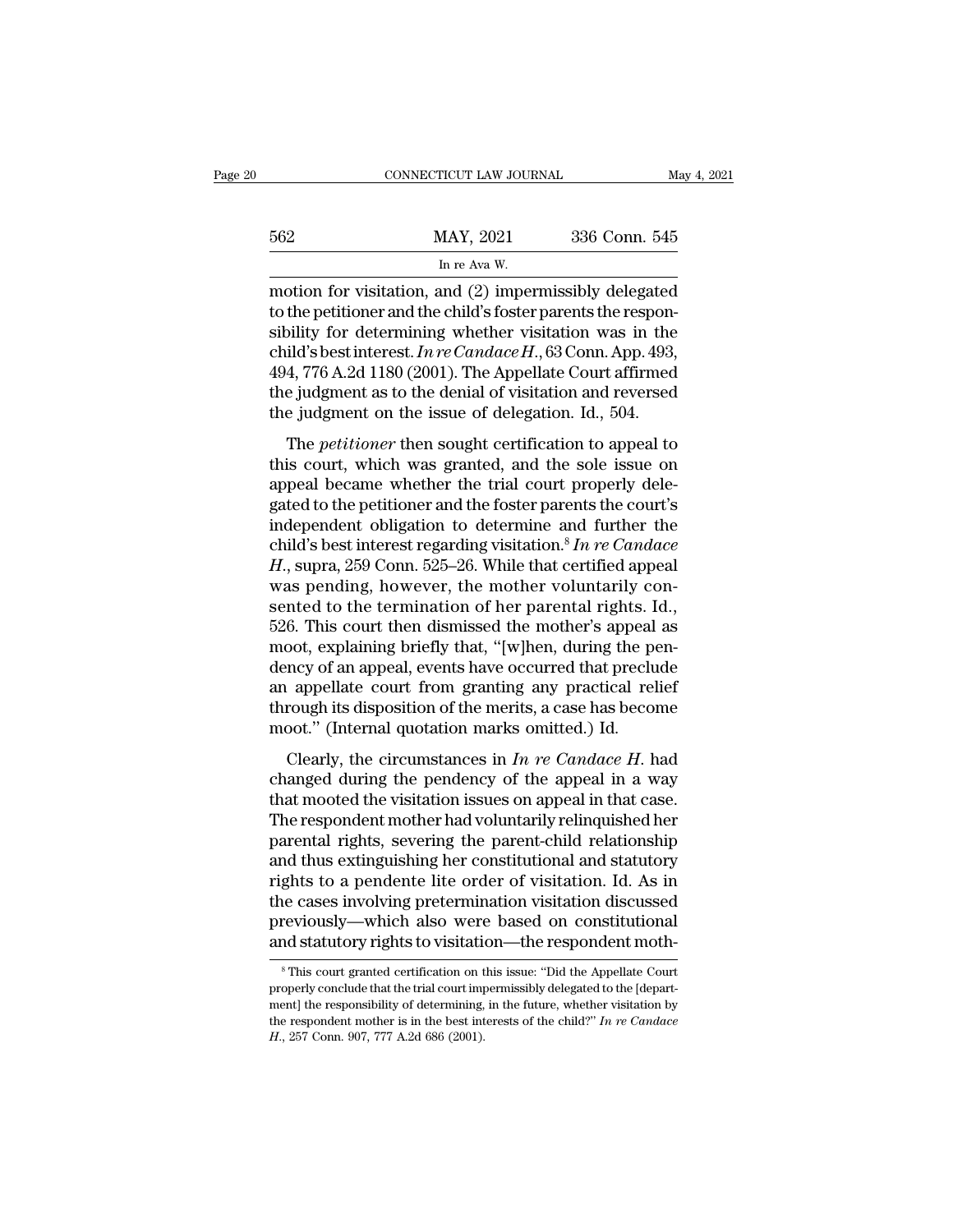motion for visitation, and (2) impermissibly delegated to the petitioner and the child's foster parents the responsibility for determining whether visitation was in the child's best interest. *In re Candace H.*, 63 Conn. App. 493, 494, 776 A.2d 1180 (2001). The Appellate Court affirmed the judgment as to the denial of visitation and reversed the judgment on the issue of delegation. Id., 504.

The *petitioner* then sought certification to appeal to this court, which was granted, and the sole issue on appeal became whether the trial court properly delegated to the petitioner and the foster parents the court's independent obligation to determine and further the child's best interest regarding visitation.[8] *In re Candace H.*, supra, 259 Conn. 525–26. While that certified appeal was pending, however, the mother voluntarily consented to the termination of her parental rights. Id., 526. This court then dismissed the mother's appeal as moot, explaining briefly that, "[w]hen, during the pendency of an appeal, events have occurred that preclude an appellate court from granting any practical relief through its disposition of the merits, a case has become moot." (Internal quotation marks omitted.) Id.

Clearly, the circumstances in *In re Candace H.* had changed during the pendency of the appeal in a way that mooted the visitation issues on appeal in that case. The respondent mother had voluntarily relinquished her parental rights, severing the parent-child relationship and thus extinguishing her constitutional and statutory rights to a pendente lite order of visitation. Id. As in the cases involving pretermination visitation discussed previously—which also were based on constitutional and statutory rights to visitation—the respondent moth-

---

[8] This court granted certification on this issue: "Did the Appellate Court properly conclude that the trial court impermissibly delegated to the [department] the responsibility of determining, in the future, whether visitation by the respondent mother is in the best interests of the child?" *In re Candace H.*, 257 Conn. 907, 777 A.2d 686 (2001).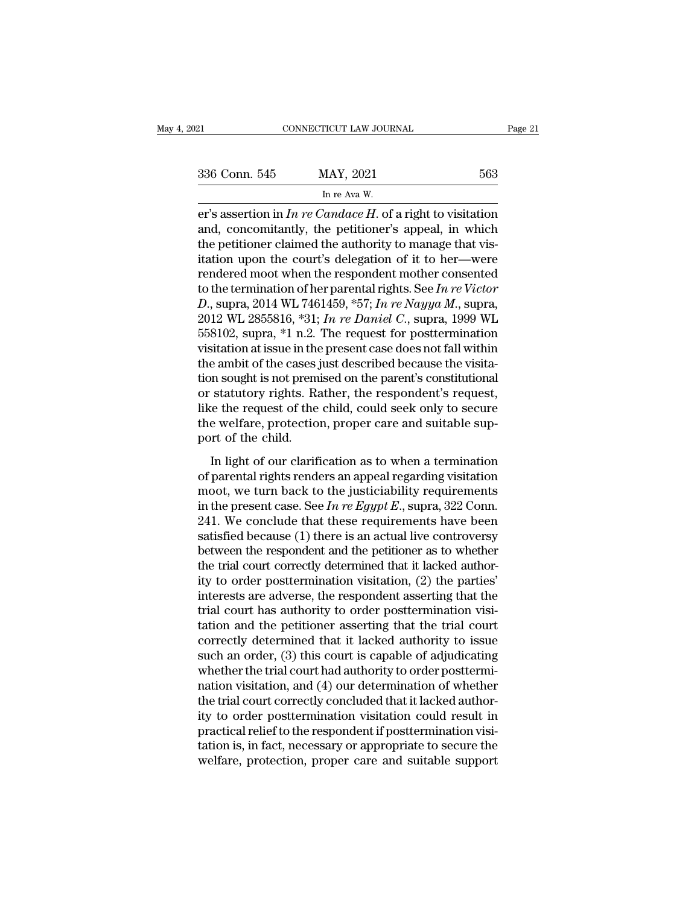er's assertion in *In re Candace H.* of a right to visitation and, concomitantly, the petitioner's appeal, in which the petitioner claimed the authority to manage that visitation upon the court's delegation of it to her—were rendered moot when the respondent mother consented to the termination of her parental rights. See *In re Victor D.*, supra, 2014 WL 7461459, *57; *In re Nayya M.*, supra, 2012 WL 2855816, *31; *In re Daniel C.*, supra, 1999 WL 558102, supra, *1 n.2. The request for posttermination visitation at issue in the present case does not fall within the ambit of the cases just described because the visitation sought is not premised on the parent's constitutional or statutory rights. Rather, the respondent's request, like the request of the child, could seek only to secure the welfare, protection, proper care and suitable support of the child.

In light of our clarification as to when a termination of parental rights renders an appeal regarding visitation moot, we turn back to the justiciability requirements in the present case. See *In re Egypt E.*, supra, 322 Conn. 241. We conclude that these requirements have been satisfied because (1) there is an actual live controversy between the respondent and the petitioner as to whether the trial court correctly determined that it lacked authority to order posttermination visitation, (2) the parties' interests are adverse, the respondent asserting that the trial court has authority to order posttermination visitation and the petitioner asserting that the trial court correctly determined that it lacked authority to issue such an order, (3) this court is capable of adjudicating whether the trial court had authority to order posttermination visitation, and (4) our determination of whether the trial court correctly concluded that it lacked authority to order posttermination visitation could result in practical relief to the respondent if posttermination visitation is, in fact, necessary or appropriate to secure the welfare, protection, proper care and suitable support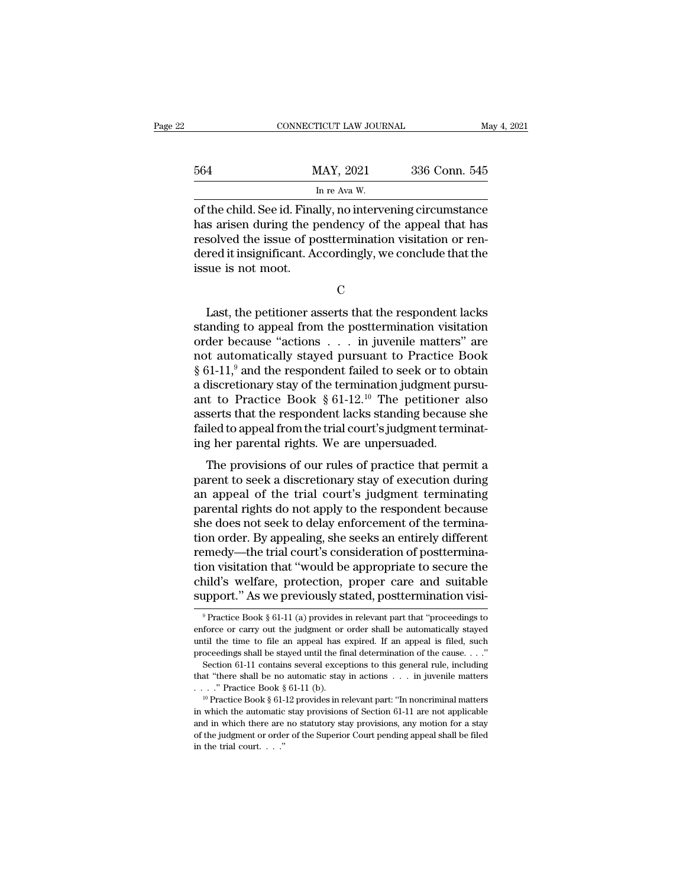of the child. See id. Finally, no intervening circumstance has arisen during the pendency of the appeal that has resolved the issue of posttermination visitation or rendered it insignificant. Accordingly, we conclude that the issue is not moot.

C

Last, the petitioner asserts that the respondent lacks standing to appeal from the posttermination visitation order because "actions . . . in juvenile matters" are not automatically stayed pursuant to Practice Book § 61-11,[9] and the respondent failed to seek or to obtain a discretionary stay of the termination judgment pursuant to Practice Book § 61-12.[10] The petitioner also asserts that the respondent lacks standing because she failed to appeal from the trial court's judgment terminating her parental rights. We are unpersuaded.

The provisions of our rules of practice that permit a parent to seek a discretionary stay of execution during an appeal of the trial court's judgment terminating parental rights do not apply to the respondent because she does not seek to delay enforcement of the termination order. By appealing, she seeks an entirely different remedy—the trial court's consideration of posttermination visitation that "would be appropriate to secure the child's welfare, protection, proper care and suitable support." As we previously stated, posttermination visi-

[9] Practice Book § 61-11 (a) provides in relevant part that "proceedings to enforce or carry out the judgment or order shall be automatically stayed until the time to file an appeal has expired. If an appeal is filed, such proceedings shall be stayed until the final determination of the cause. . . ."

Section 61-11 contains several exceptions to this general rule, including that "there shall be no automatic stay in actions . . . in juvenile matters . . . ." Practice Book § 61-11 (b).

[10] Practice Book § 61-12 provides in relevant part: "In noncriminal matters in which the automatic stay provisions of Section 61-11 are not applicable and in which there are no statutory stay provisions, any motion for a stay of the judgment or order of the Superior Court pending appeal shall be filed in the trial court. . . ."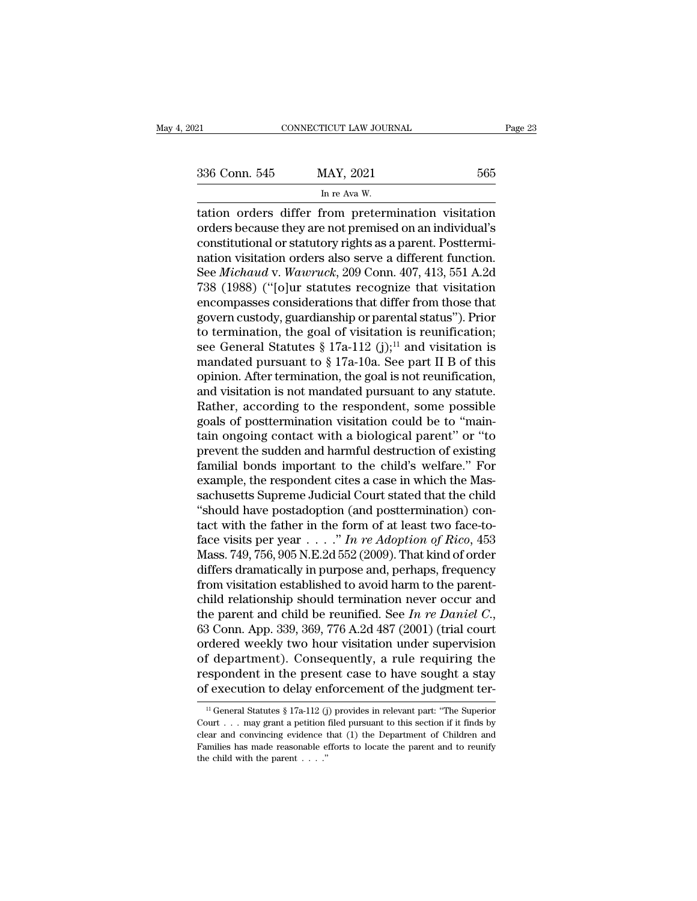tation orders differ from pretermination visitation orders because they are not premised on an individual's constitutional or statutory rights as a parent. Posttermination visitation orders also serve a different function. See *Michaud* v. *Wawruck*, 209 Conn. 407, 413, 551 A.2d 738 (1988) ("[o]ur statutes recognize that visitation encompasses considerations that differ from those that govern custody, guardianship or parental status"). Prior to termination, the goal of visitation is reunification; see General Statutes § 17a-112 (j);[11] and visitation is mandated pursuant to § 17a-10a. See part II B of this opinion. After termination, the goal is not reunification, and visitation is not mandated pursuant to any statute. Rather, according to the respondent, some possible goals of posttermination visitation could be to "maintain ongoing contact with a biological parent" or "to prevent the sudden and harmful destruction of existing familial bonds important to the child's welfare." For example, the respondent cites a case in which the Massachusetts Supreme Judicial Court stated that the child "should have postadoption (and posttermination) contact with the father in the form of at least two face-to-face visits per year . . . ." *In re Adoption of Rico*, 453 Mass. 749, 756, 905 N.E.2d 552 (2009). That kind of order differs dramatically in purpose and, perhaps, frequency from visitation established to avoid harm to the parent-child relationship should termination never occur and the parent and child be reunified. See *In re Daniel C.*, 63 Conn. App. 339, 369, 776 A.2d 487 (2001) (trial court ordered weekly two hour visitation under supervision of department). Consequently, a rule requiring the respondent in the present case to have sought a stay of execution to delay enforcement of the judgment ter-

[11] General Statutes § 17a-112 (j) provides in relevant part: "The Superior Court . . . may grant a petition filed pursuant to this section if it finds by clear and convincing evidence that (1) the Department of Children and Families has made reasonable efforts to locate the parent and to reunify the child with the parent . . . ."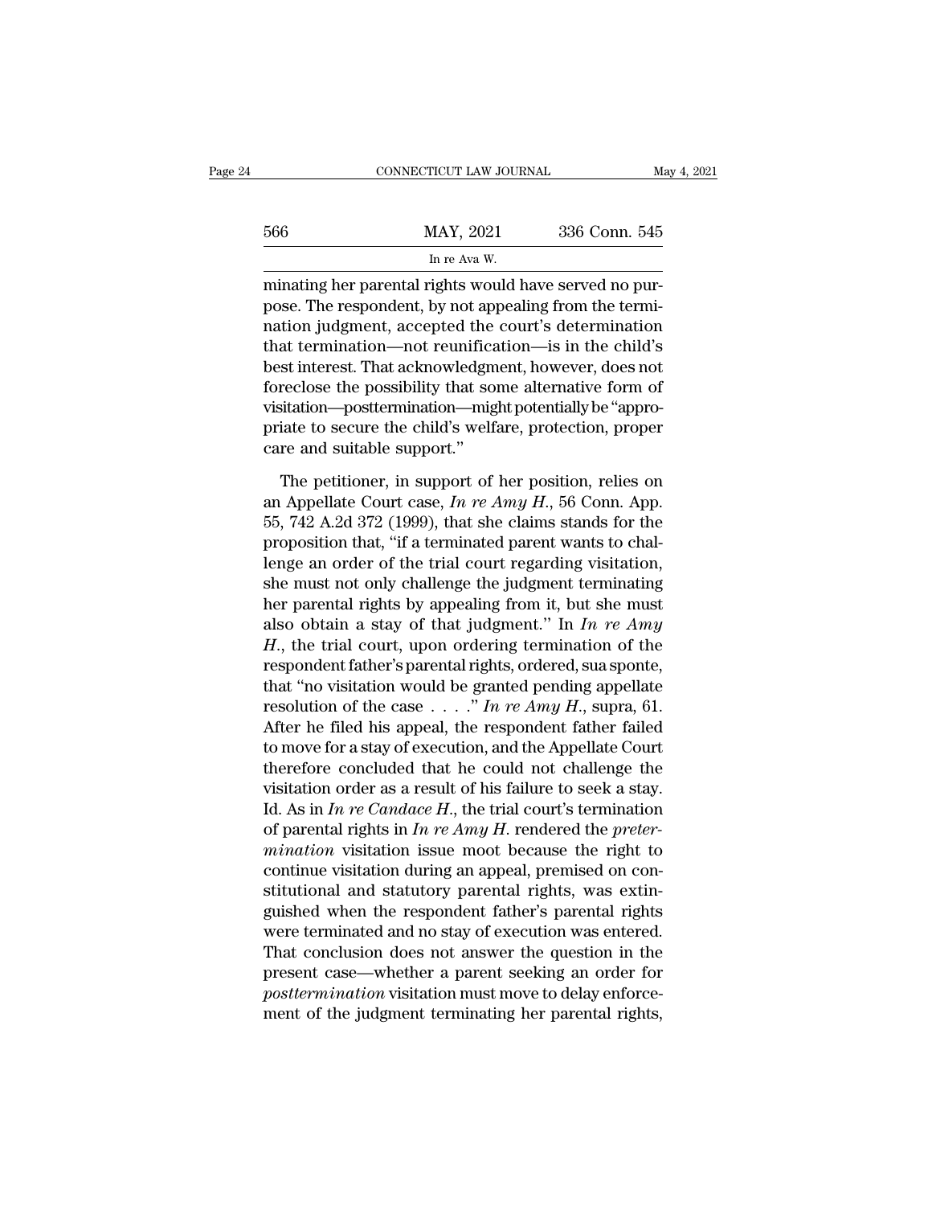minating her parental rights would have served no purpose. The respondent, by not appealing from the termination judgment, accepted the court's determination that termination—not reunification—is in the child's best interest. That acknowledgment, however, does not foreclose the possibility that some alternative form of visitation—posttermination—might potentially be "appropriate to secure the child's welfare, protection, proper care and suitable support."

The petitioner, in support of her position, relies on an Appellate Court case, *In re Amy H.*, 56 Conn. App. 55, 742 A.2d 372 (1999), that she claims stands for the proposition that, "if a terminated parent wants to challenge an order of the trial court regarding visitation, she must not only challenge the judgment terminating her parental rights by appealing from it, but she must also obtain a stay of that judgment." In *In re Amy H.*, the trial court, upon ordering termination of the respondent father's parental rights, ordered, sua sponte, that "no visitation would be granted pending appellate resolution of the case . . . ." *In re Amy H.*, supra, 61. After he filed his appeal, the respondent father failed to move for a stay of execution, and the Appellate Court therefore concluded that he could not challenge the visitation order as a result of his failure to seek a stay. Id. As in *In re Candace H.*, the trial court's termination of parental rights in *In re Amy H.* rendered the *pretermination* visitation issue moot because the right to continue visitation during an appeal, premised on constitutional and statutory parental rights, was extinguished when the respondent father's parental rights were terminated and no stay of execution was entered. That conclusion does not answer the question in the present case—whether a parent seeking an order for *posttermination* visitation must move to delay enforcement of the judgment terminating her parental rights,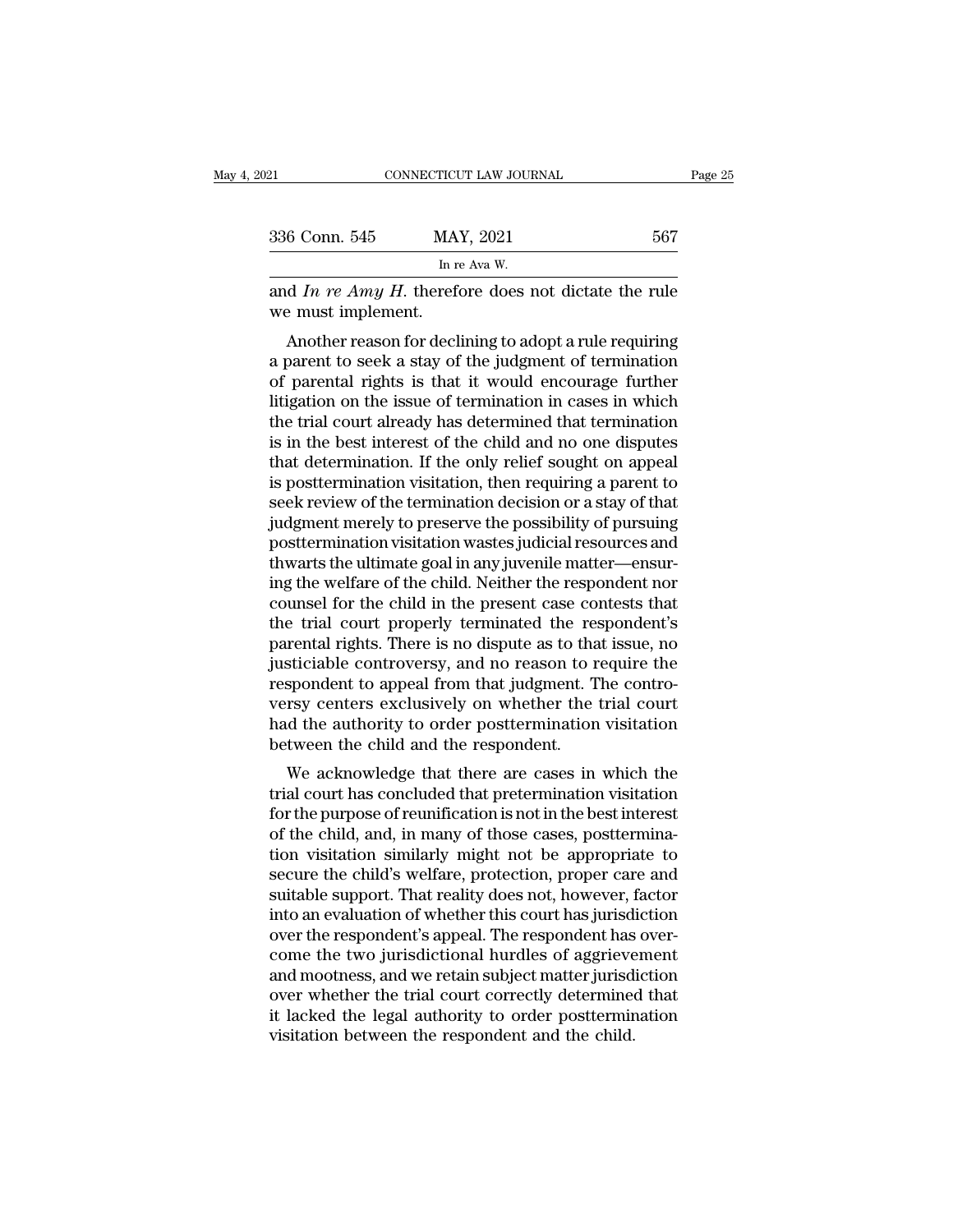and *In re Amy H.* therefore does not dictate the rule we must implement.

Another reason for declining to adopt a rule requiring a parent to seek a stay of the judgment of termination of parental rights is that it would encourage further litigation on the issue of termination in cases in which the trial court already has determined that termination is in the best interest of the child and no one disputes that determination. If the only relief sought on appeal is posttermination visitation, then requiring a parent to seek review of the termination decision or a stay of that judgment merely to preserve the possibility of pursuing posttermination visitation wastes judicial resources and thwarts the ultimate goal in any juvenile matter—ensuring the welfare of the child. Neither the respondent nor counsel for the child in the present case contests that the trial court properly terminated the respondent's parental rights. There is no dispute as to that issue, no justiciable controversy, and no reason to require the respondent to appeal from that judgment. The controversy centers exclusively on whether the trial court had the authority to order posttermination visitation between the child and the respondent.

We acknowledge that there are cases in which the trial court has concluded that pretermination visitation for the purpose of reunification is not in the best interest of the child, and, in many of those cases, posttermination visitation similarly might not be appropriate to secure the child's welfare, protection, proper care and suitable support. That reality does not, however, factor into an evaluation of whether this court has jurisdiction over the respondent's appeal. The respondent has overcome the two jurisdictional hurdles of aggrievement and mootness, and we retain subject matter jurisdiction over whether the trial court correctly determined that it lacked the legal authority to order posttermination visitation between the respondent and the child.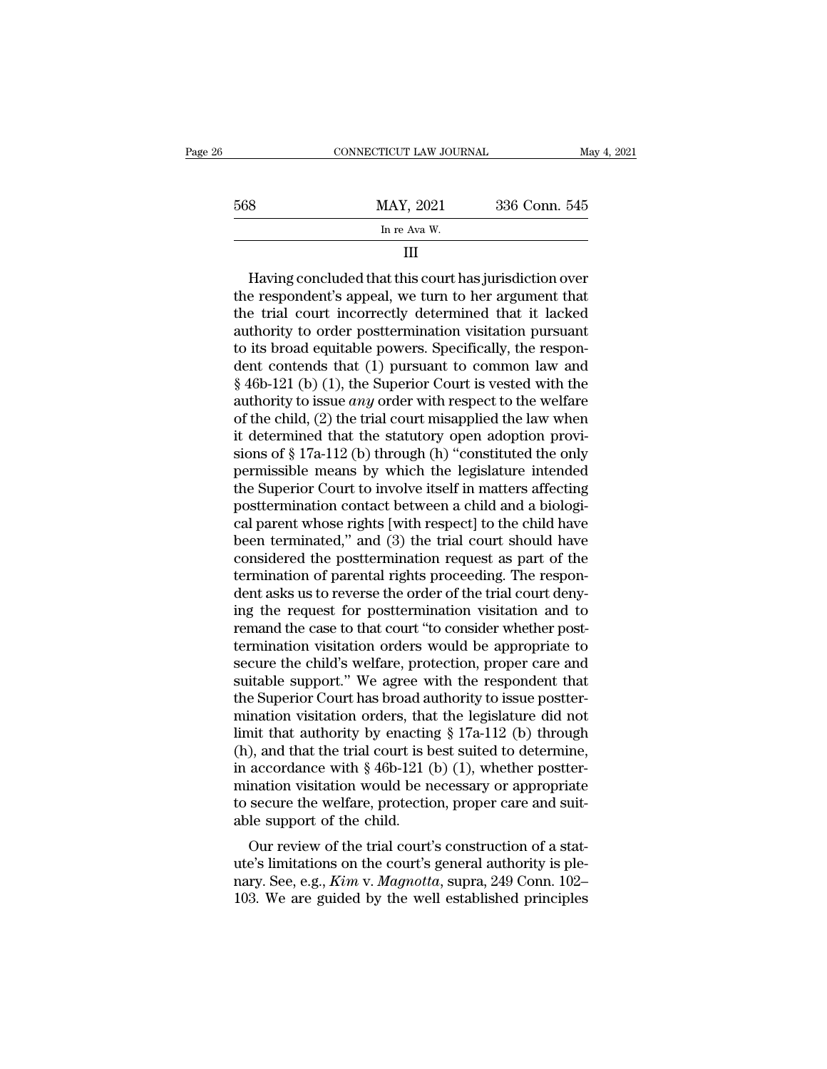III

Having concluded that this court has jurisdiction over the respondent's appeal, we turn to her argument that the trial court incorrectly determined that it lacked authority to order posttermination visitation pursuant to its broad equitable powers. Specifically, the respondent contends that (1) pursuant to common law and § 46b-121 (b) (1), the Superior Court is vested with the authority to issue *any* order with respect to the welfare of the child, (2) the trial court misapplied the law when it determined that the statutory open adoption provisions of § 17a-112 (b) through (h) "constituted the only permissible means by which the legislature intended the Superior Court to involve itself in matters affecting posttermination contact between a child and a biological parent whose rights [with respect] to the child have been terminated," and (3) the trial court should have considered the posttermination request as part of the termination of parental rights proceeding. The respondent asks us to reverse the order of the trial court denying the request for posttermination visitation and to remand the case to that court "to consider whether posttermination visitation orders would be appropriate to secure the child's welfare, protection, proper care and suitable support." We agree with the respondent that the Superior Court has broad authority to issue posttermination visitation orders, that the legislature did not limit that authority by enacting § 17a-112 (b) through (h), and that the trial court is best suited to determine, in accordance with § 46b-121 (b) (1), whether posttermination visitation would be necessary or appropriate to secure the welfare, protection, proper care and suitable support of the child.

Our review of the trial court's construction of a statute's limitations on the court's general authority is plenary. See, e.g., *Kim* v. *Magnotta*, supra, 249 Conn. 102–103. We are guided by the well established principles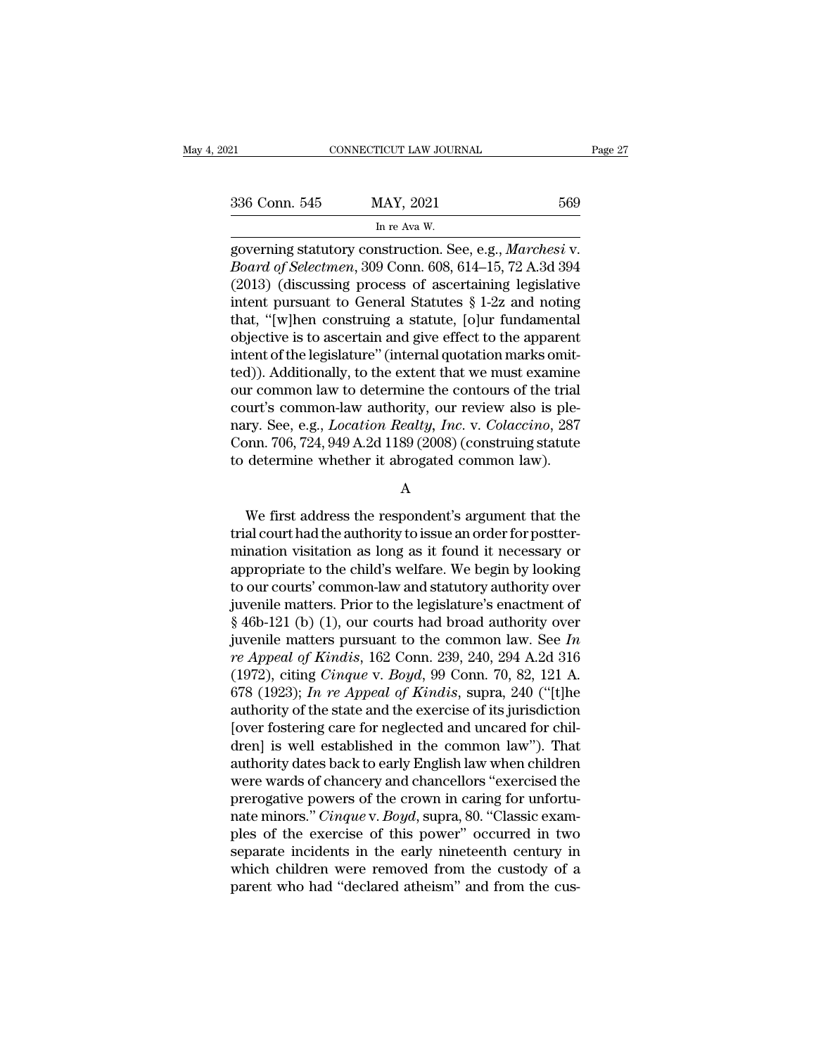governing statutory construction. See, e.g., *Marchesi* v. *Board of Selectmen*, 309 Conn. 608, 614–15, 72 A.3d 394 (2013) (discussing process of ascertaining legislative intent pursuant to General Statutes § 1-2z and noting that, "[w]hen construing a statute, [o]ur fundamental objective is to ascertain and give effect to the apparent intent of the legislature" (internal quotation marks omitted)). Additionally, to the extent that we must examine our common law to determine the contours of the trial court's common-law authority, our review also is plenary. See, e.g., *Location Realty, Inc.* v. *Colaccino*, 287 Conn. 706, 724, 949 A.2d 1189 (2008) (construing statute to determine whether it abrogated common law).

A

We first address the respondent's argument that the trial court had the authority to issue an order for posttermination visitation as long as it found it necessary or appropriate to the child's welfare. We begin by looking to our courts' common-law and statutory authority over juvenile matters. Prior to the legislature's enactment of § 46b-121 (b) (1), our courts had broad authority over juvenile matters pursuant to the common law. See *In re Appeal of Kindis*, 162 Conn. 239, 240, 294 A.2d 316 (1972), citing *Cinque* v. *Boyd*, 99 Conn. 70, 82, 121 A. 678 (1923); *In re Appeal of Kindis*, supra, 240 ("[t]he authority of the state and the exercise of its jurisdiction [over fostering care for neglected and uncared for children] is well established in the common law"). That authority dates back to early English law when children were wards of chancery and chancellors "exercised the prerogative powers of the crown in caring for unfortunate minors." *Cinque* v. *Boyd*, supra, 80. "Classic examples of the exercise of this power" occurred in two separate incidents in the early nineteenth century in which children were removed from the custody of a parent who had "declared atheism" and from the cus-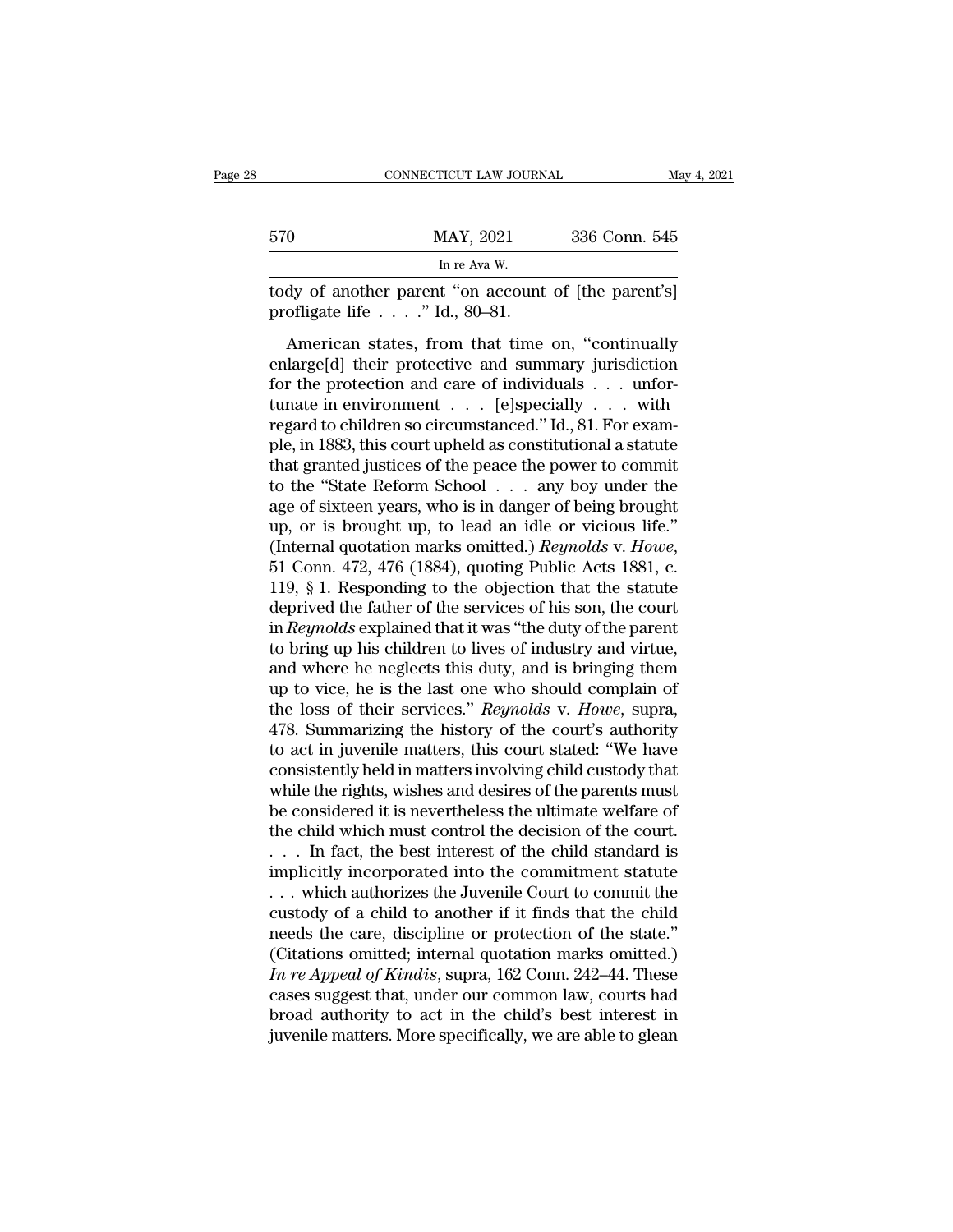tody of another parent "on account of [the parent's] profligate life . . . ." Id., 80–81.

American states, from that time on, "continually enlarge[d] their protective and summary jurisdiction for the protection and care of individuals . . . unfortunate in environment . . . [e]specially . . . with regard to children so circumstanced." Id., 81. For example, in 1883, this court upheld as constitutional a statute that granted justices of the peace the power to commit to the "State Reform School . . . any boy under the age of sixteen years, who is in danger of being brought up, or is brought up, to lead an idle or vicious life." (Internal quotation marks omitted.) *Reynolds* v. *Howe*, 51 Conn. 472, 476 (1884), quoting Public Acts 1881, c. 119, § 1. Responding to the objection that the statute deprived the father of the services of his son, the court in *Reynolds* explained that it was "the duty of the parent to bring up his children to lives of industry and virtue, and where he neglects this duty, and is bringing them up to vice, he is the last one who should complain of the loss of their services." *Reynolds* v. *Howe*, supra, 478. Summarizing the history of the court's authority to act in juvenile matters, this court stated: "We have consistently held in matters involving child custody that while the rights, wishes and desires of the parents must be considered it is nevertheless the ultimate welfare of the child which must control the decision of the court. . . . In fact, the best interest of the child standard is implicitly incorporated into the commitment statute . . . which authorizes the Juvenile Court to commit the custody of a child to another if it finds that the child needs the care, discipline or protection of the state." (Citations omitted; internal quotation marks omitted.) *In re Appeal of Kindis*, supra, 162 Conn. 242–44. These cases suggest that, under our common law, courts had broad authority to act in the child's best interest in juvenile matters. More specifically, we are able to glean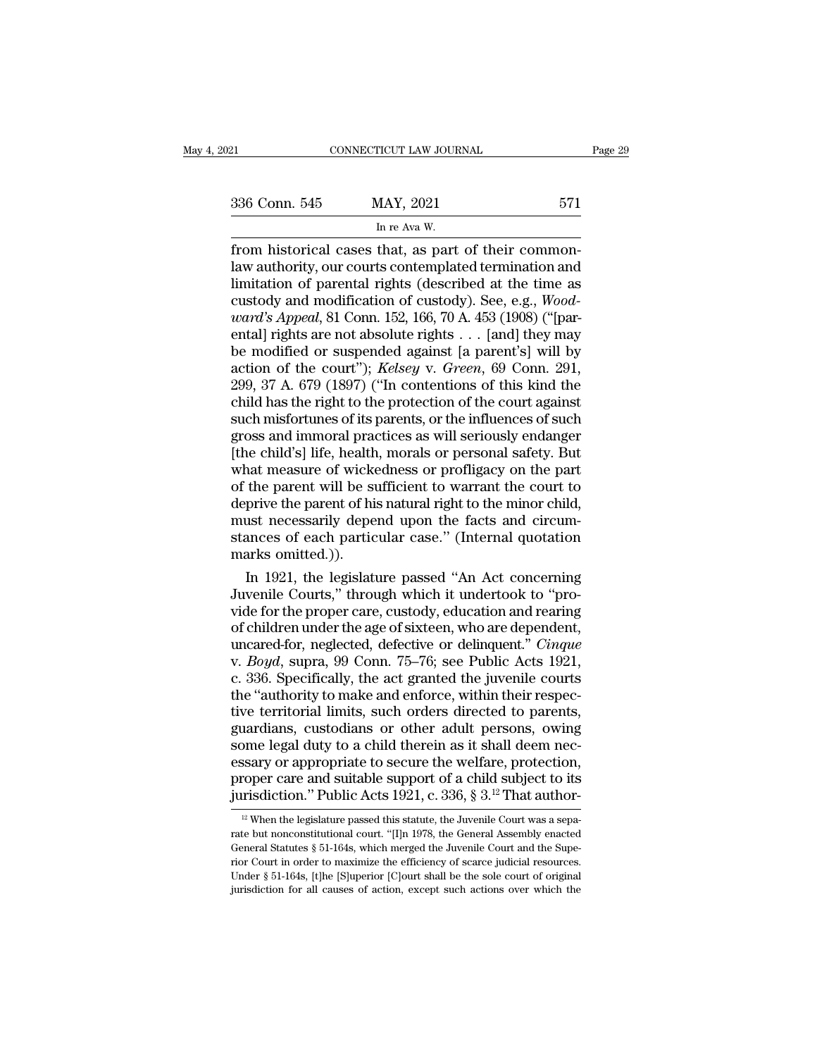from historical cases that, as part of their common-law authority, our courts contemplated termination and limitation of parental rights (described at the time as custody and modification of custody). See, e.g., *Woodward's Appeal*, 81 Conn. 152, 166, 70 A. 453 (1908) ("[parental] rights are not absolute rights . . . [and] they may be modified or suspended against [a parent's] will by action of the court"); *Kelsey* v. *Green*, 69 Conn. 291, 299, 37 A. 679 (1897) ("In contentions of this kind the child has the right to the protection of the court against such misfortunes of its parents, or the influences of such gross and immoral practices as will seriously endanger [the child's] life, health, morals or personal safety. But what measure of wickedness or profligacy on the part of the parent will be sufficient to warrant the court to deprive the parent of his natural right to the minor child, must necessarily depend upon the facts and circumstances of each particular case." (Internal quotation marks omitted.)).

In 1921, the legislature passed "An Act concerning Juvenile Courts," through which it undertook to "provide for the proper care, custody, education and rearing of children under the age of sixteen, who are dependent, uncared-for, neglected, defective or delinquent." *Cinque* v. *Boyd*, supra, 99 Conn. 75–76; see Public Acts 1921, c. 336. Specifically, the act granted the juvenile courts the "authority to make and enforce, within their respective territorial limits, such orders directed to parents, guardians, custodians or other adult persons, owing some legal duty to a child therein as it shall deem necessary or appropriate to secure the welfare, protection, proper care and suitable support of a child subject to its jurisdiction." Public Acts 1921, c. 336, § 3.[12] That author-

[12] When the legislature passed this statute, the Juvenile Court was a separate but nonconstitutional court. "[I]n 1978, the General Assembly enacted General Statutes § 51-164s, which merged the Juvenile Court and the Superior Court in order to maximize the efficiency of scarce judicial resources. Under § 51-164s, [t]he [S]uperior [C]ourt shall be the sole court of original jurisdiction for all causes of action, except such actions over which the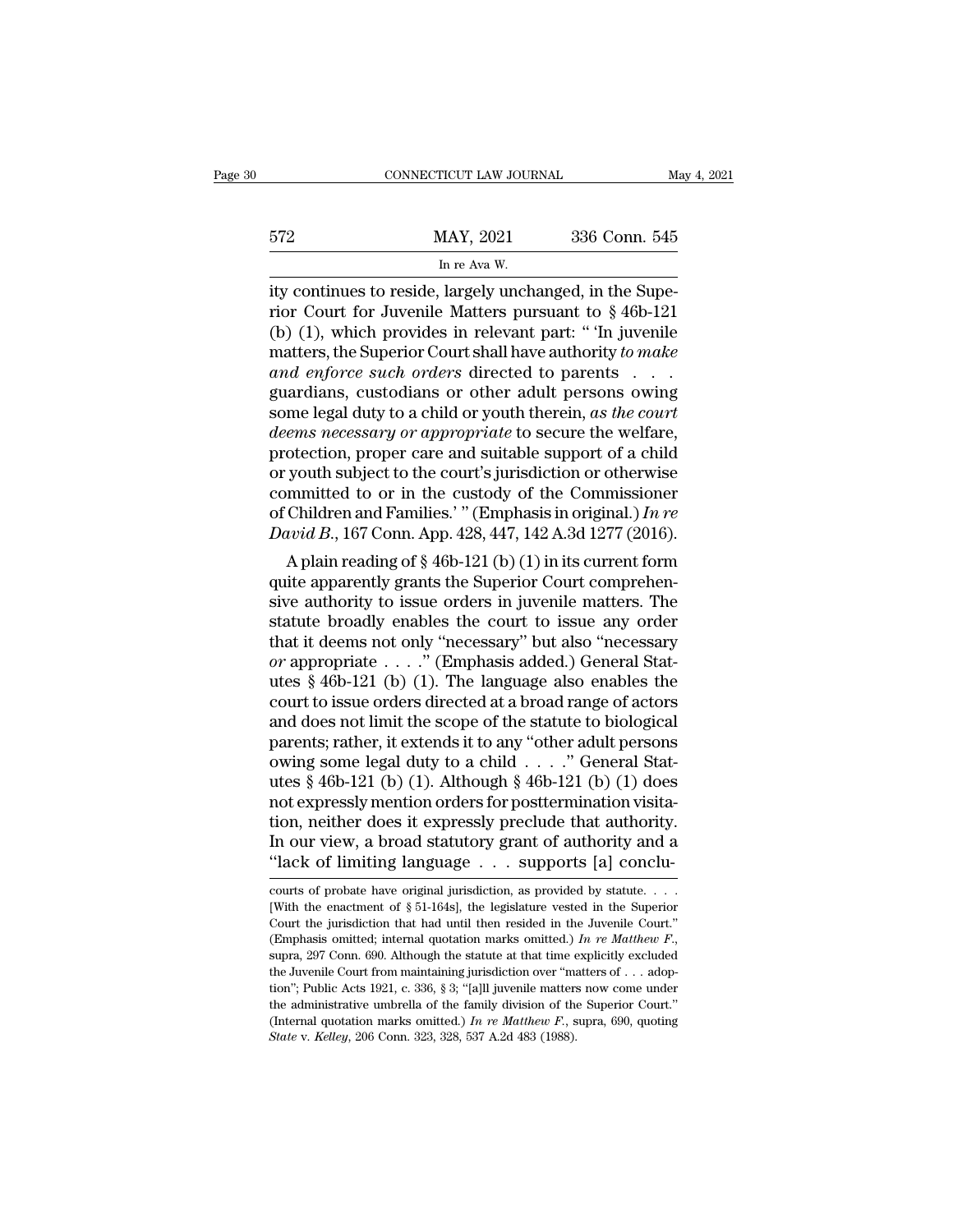ity continues to reside, largely unchanged, in the Superior Court for Juvenile Matters pursuant to § 46b-121 (b) (1), which provides in relevant part: " 'In juvenile matters, the Superior Court shall have authority *to make and enforce such orders* directed to parents . . . guardians, custodians or other adult persons owing some legal duty to a child or youth therein, *as the court deems necessary or appropriate* to secure the welfare, protection, proper care and suitable support of a child or youth subject to the court's jurisdiction or otherwise committed to or in the custody of the Commissioner of Children and Families.' " (Emphasis in original.) *In re David B.*, 167 Conn. App. 428, 447, 142 A.3d 1277 (2016).

A plain reading of § 46b-121 (b) (1) in its current form quite apparently grants the Superior Court comprehensive authority to issue orders in juvenile matters. The statute broadly enables the court to issue any order that it deems not only "necessary" but also "necessary *or* appropriate . . . ." (Emphasis added.) General Statutes § 46b-121 (b) (1). The language also enables the court to issue orders directed at a broad range of actors and does not limit the scope of the statute to biological parents; rather, it extends it to any "other adult persons owing some legal duty to a child . . . ." General Statutes § 46b-121 (b) (1). Although § 46b-121 (b) (1) does not expressly mention orders for posttermination visitation, neither does it expressly preclude that authority. In our view, a broad statutory grant of authority and a "lack of limiting language . . . supports [a] conclu-

courts of probate have original jurisdiction, as provided by statute. . . . [With the enactment of § 51-164s], the legislature vested in the Superior Court the jurisdiction that had until then resided in the Juvenile Court." (Emphasis omitted; internal quotation marks omitted.) *In re Matthew F.*, supra, 297 Conn. 690. Although the statute at that time explicitly excluded the Juvenile Court from maintaining jurisdiction over "matters of . . . adoption"; Public Acts 1921, c. 336, § 3; "[a]ll juvenile matters now come under the administrative umbrella of the family division of the Superior Court." (Internal quotation marks omitted.) *In re Matthew F.*, supra, 690, quoting *State* v. *Kelley*, 206 Conn. 323, 328, 537 A.2d 483 (1988).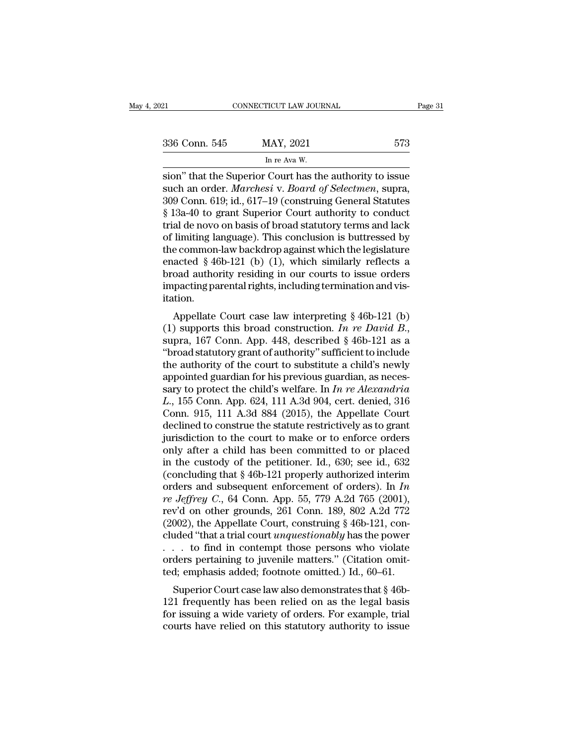sion" that the Superior Court has the authority to issue such an order. *Marchesi* v. *Board of Selectmen*, supra, 309 Conn. 619; id., 617–19 (construing General Statutes § 13a-40 to grant Superior Court authority to conduct trial de novo on basis of broad statutory terms and lack of limiting language). This conclusion is buttressed by the common-law backdrop against which the legislature enacted § 46b-121 (b) (1), which similarly reflects a broad authority residing in our courts to issue orders impacting parental rights, including termination and visitation.

Appellate Court case law interpreting § 46b-121 (b) (1) supports this broad construction. *In re David B.*, supra, 167 Conn. App. 448, described § 46b-121 as a "broad statutory grant of authority" sufficient to include the authority of the court to substitute a child's newly appointed guardian for his previous guardian, as necessary to protect the child's welfare. In *In re Alexandria L.*, 155 Conn. App. 624, 111 A.3d 904, cert. denied, 316 Conn. 915, 111 A.3d 884 (2015), the Appellate Court declined to construe the statute restrictively as to grant jurisdiction to the court to make or to enforce orders only after a child has been committed to or placed in the custody of the petitioner. Id., 630; see id., 632 (concluding that § 46b-121 properly authorized interim orders and subsequent enforcement of orders). In *In re Jeffrey C.*, 64 Conn. App. 55, 779 A.2d 765 (2001), rev'd on other grounds, 261 Conn. 189, 802 A.2d 772 (2002), the Appellate Court, construing § 46b-121, concluded "that a trial court *unquestionably* has the power . . . to find in contempt those persons who violate orders pertaining to juvenile matters." (Citation omitted; emphasis added; footnote omitted.) Id., 60–61.

Superior Court case law also demonstrates that § 46b-121 frequently has been relied on as the legal basis for issuing a wide variety of orders. For example, trial courts have relied on this statutory authority to issue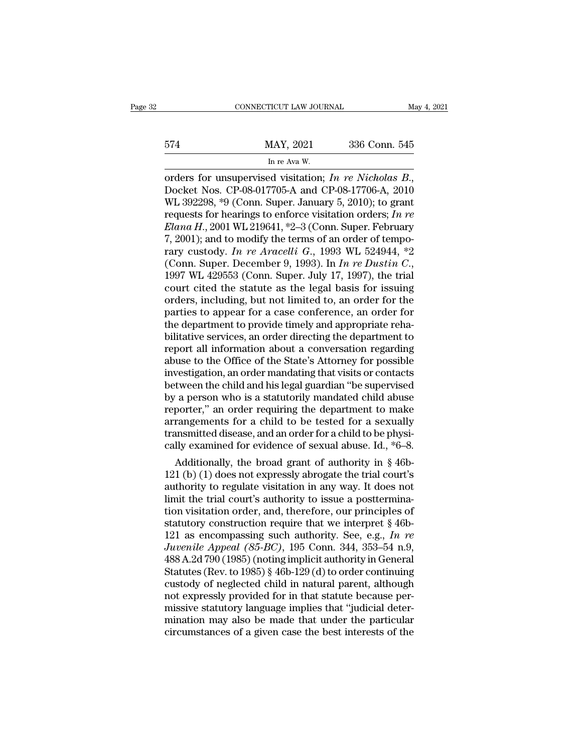orders for unsupervised visitation; *In re Nicholas B.*, Docket Nos. CP-08-017705-A and CP-08-17706-A, 2010 WL 392298, *9 (Conn. Super. January 5, 2010); to grant requests for hearings to enforce visitation orders; *In re Elana H.*, 2001 WL 219641, *2–3 (Conn. Super. February 7, 2001); and to modify the terms of an order of temporary custody. *In re Aracelli G.*, 1993 WL 524944, *2 (Conn. Super. December 9, 1993). In *In re Dustin C.*, 1997 WL 429553 (Conn. Super. July 17, 1997), the trial court cited the statute as the legal basis for issuing orders, including, but not limited to, an order for the parties to appear for a case conference, an order for the department to provide timely and appropriate rehabilitative services, an order directing the department to report all information about a conversation regarding abuse to the Office of the State's Attorney for possible investigation, an order mandating that visits or contacts between the child and his legal guardian "be supervised by a person who is a statutorily mandated child abuse reporter," an order requiring the department to make arrangements for a child to be tested for a sexually transmitted disease, and an order for a child to be physically examined for evidence of sexual abuse. Id., *6–8.

Additionally, the broad grant of authority in § 46b-121 (b) (1) does not expressly abrogate the trial court's authority to regulate visitation in any way. It does not limit the trial court's authority to issue a posttermination visitation order, and, therefore, our principles of statutory construction require that we interpret § 46b-121 as encompassing such authority. See, e.g., *In re Juvenile Appeal (85-BC)*, 195 Conn. 344, 353–54 n.9, 488 A.2d 790 (1985) (noting implicit authority in General Statutes (Rev. to 1985) § 46b-129 (d) to order continuing custody of neglected child in natural parent, although not expressly provided for in that statute because permissive statutory language implies that "judicial determination may also be made that under the particular circumstances of a given case the best interests of the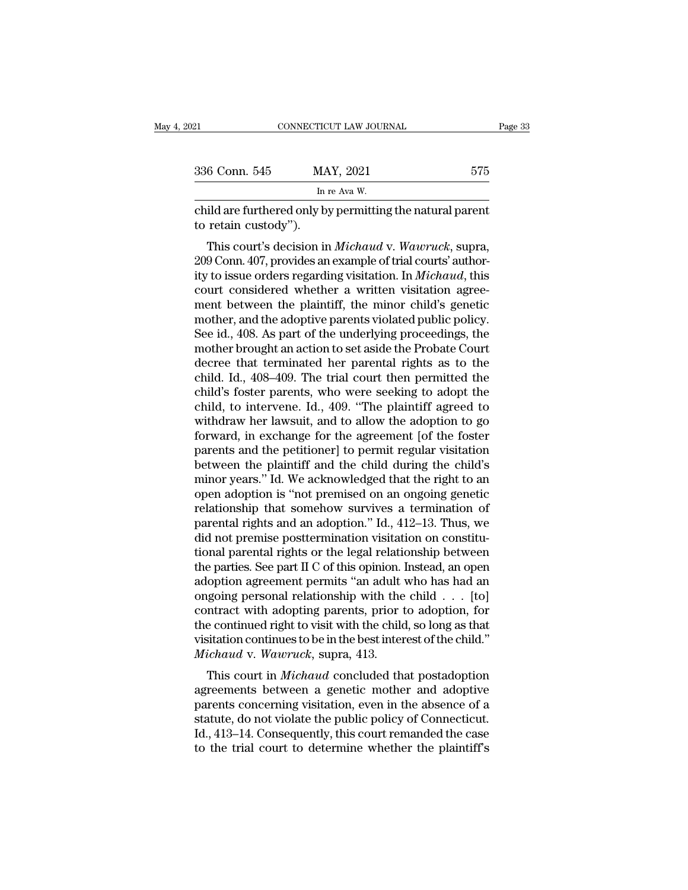child are furthered only by permitting the natural parent to retain custody").

This court's decision in *Michaud* v. *Wawruck*, supra, 209 Conn. 407, provides an example of trial courts' authority to issue orders regarding visitation. In *Michaud*, this court considered whether a written visitation agreement between the plaintiff, the minor child's genetic mother, and the adoptive parents violated public policy. See id., 408. As part of the underlying proceedings, the mother brought an action to set aside the Probate Court decree that terminated her parental rights as to the child. Id., 408–409. The trial court then permitted the child's foster parents, who were seeking to adopt the child, to intervene. Id., 409. "The plaintiff agreed to withdraw her lawsuit, and to allow the adoption to go forward, in exchange for the agreement [of the foster parents and the petitioner] to permit regular visitation between the plaintiff and the child during the child's minor years." Id. We acknowledged that the right to an open adoption is "not premised on an ongoing genetic relationship that somehow survives a termination of parental rights and an adoption." Id., 412–13. Thus, we did not premise posttermination visitation on constitutional parental rights or the legal relationship between the parties. See part II C of this opinion. Instead, an open adoption agreement permits "an adult who has had an ongoing personal relationship with the child . . . [to] contract with adopting parents, prior to adoption, for the continued right to visit with the child, so long as that visitation continues to be in the best interest of the child." *Michaud* v. *Wawruck*, supra, 413.

This court in *Michaud* concluded that postadoption agreements between a genetic mother and adoptive parents concerning visitation, even in the absence of a statute, do not violate the public policy of Connecticut. Id., 413–14. Consequently, this court remanded the case to the trial court to determine whether the plaintiff's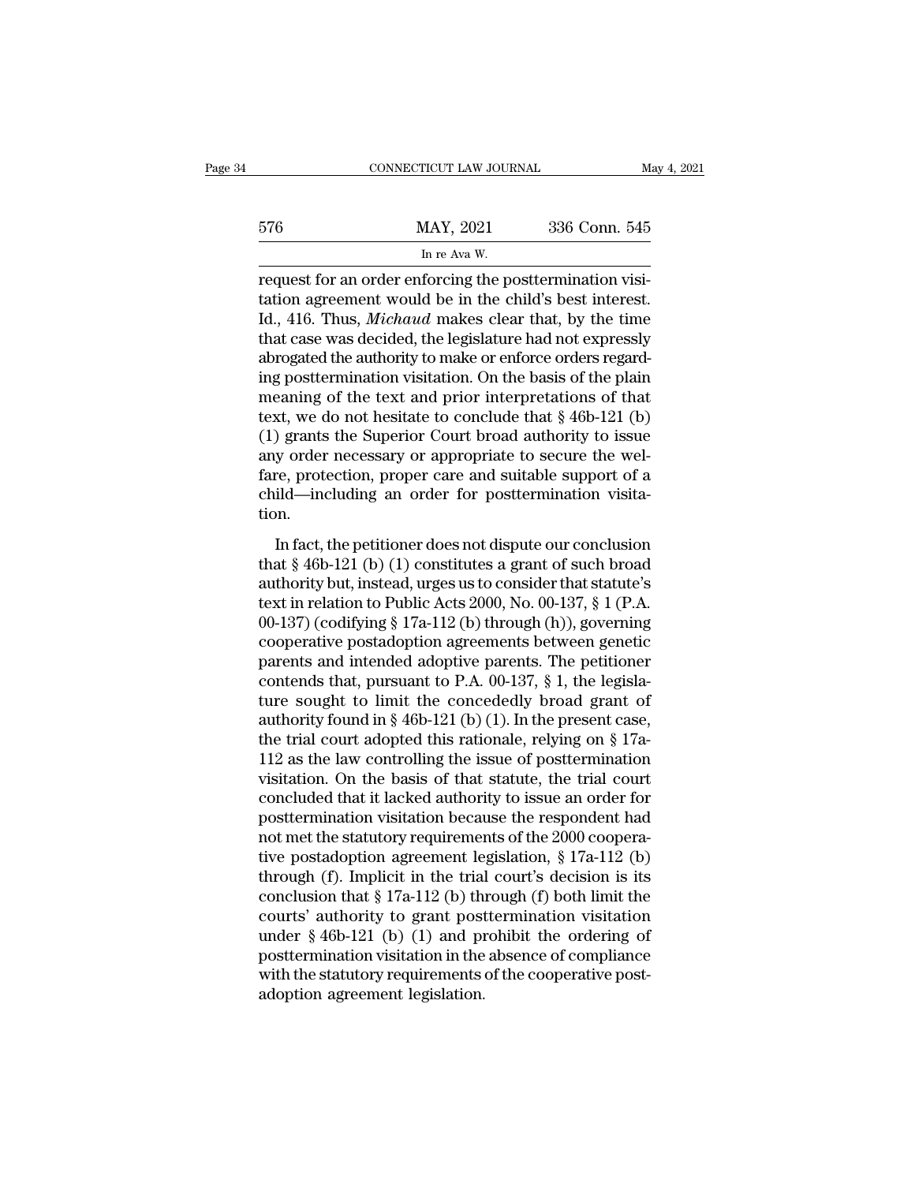request for an order enforcing the posttermination visitation agreement would be in the child's best interest. Id., 416. Thus, *Michaud* makes clear that, by the time that case was decided, the legislature had not expressly abrogated the authority to make or enforce orders regarding posttermination visitation. On the basis of the plain meaning of the text and prior interpretations of that text, we do not hesitate to conclude that § 46b-121 (b) (1) grants the Superior Court broad authority to issue any order necessary or appropriate to secure the welfare, protection, proper care and suitable support of a child—including an order for posttermination visitation.

In fact, the petitioner does not dispute our conclusion that § 46b-121 (b) (1) constitutes a grant of such broad authority but, instead, urges us to consider that statute's text in relation to Public Acts 2000, No. 00-137, § 1 (P.A. 00-137) (codifying § 17a-112 (b) through (h)), governing cooperative postadoption agreements between genetic parents and intended adoptive parents. The petitioner contends that, pursuant to P.A. 00-137, § 1, the legislature sought to limit the concededly broad grant of authority found in § 46b-121 (b) (1). In the present case, the trial court adopted this rationale, relying on § 17a-112 as the law controlling the issue of posttermination visitation. On the basis of that statute, the trial court concluded that it lacked authority to issue an order for posttermination visitation because the respondent had not met the statutory requirements of the 2000 cooperative postadoption agreement legislation, § 17a-112 (b) through (f). Implicit in the trial court's decision is its conclusion that § 17a-112 (b) through (f) both limit the courts' authority to grant posttermination visitation under § 46b-121 (b) (1) and prohibit the ordering of posttermination visitation in the absence of compliance with the statutory requirements of the cooperative postadoption agreement legislation.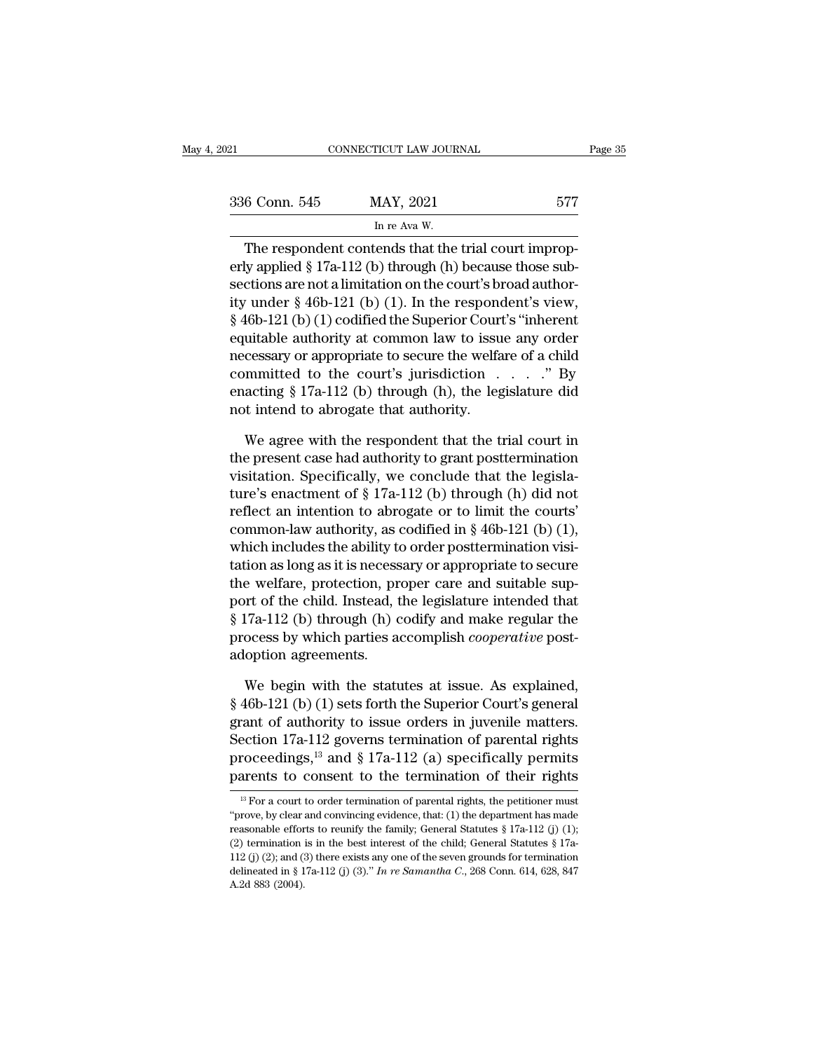The respondent contends that the trial court improperly applied § 17a-112 (b) through (h) because those subsections are not a limitation on the court's broad authority under § 46b-121 (b) (1). In the respondent's view, § 46b-121 (b) (1) codified the Superior Court's "inherent equitable authority at common law to issue any order necessary or appropriate to secure the welfare of a child committed to the court's jurisdiction . . . ." By enacting § 17a-112 (b) through (h), the legislature did not intend to abrogate that authority.

We agree with the respondent that the trial court in the present case had authority to grant posttermination visitation. Specifically, we conclude that the legislature's enactment of § 17a-112 (b) through (h) did not reflect an intention to abrogate or to limit the courts' common-law authority, as codified in § 46b-121 (b) (1), which includes the ability to order posttermination visitation as long as it is necessary or appropriate to secure the welfare, protection, proper care and suitable support of the child. Instead, the legislature intended that § 17a-112 (b) through (h) codify and make regular the process by which parties accomplish *cooperative* postadoption agreements.

We begin with the statutes at issue. As explained, § 46b-121 (b) (1) sets forth the Superior Court's general grant of authority to issue orders in juvenile matters. Section 17a-112 governs termination of parental rights proceedings,[13] and § 17a-112 (a) specifically permits parents to consent to the termination of their rights

[13] For a court to order termination of parental rights, the petitioner must "prove, by clear and convincing evidence, that: (1) the department has made reasonable efforts to reunify the family; General Statutes § 17a-112 (j) (1); (2) termination is in the best interest of the child; General Statutes § 17a-112 (j) (2); and (3) there exists any one of the seven grounds for termination delineated in § 17a-112 (j) (3)." *In re Samantha C.*, 268 Conn. 614, 628, 847 A.2d 883 (2004).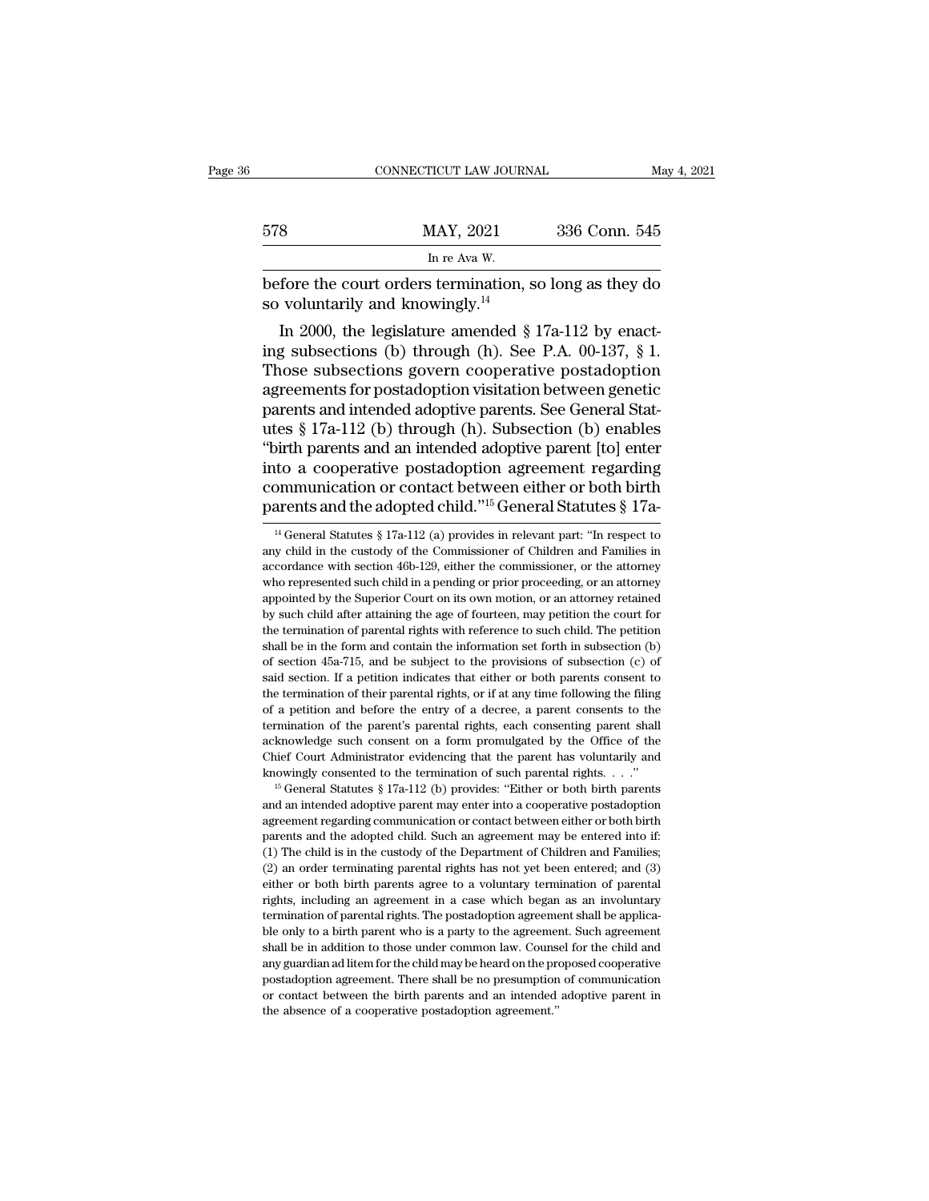before the court orders termination, so long as they do so voluntarily and knowingly.[14]

In 2000, the legislature amended § 17a-112 by enacting subsections (b) through (h). See P.A. 00-137, § 1. Those subsections govern cooperative postadoption agreements for postadoption visitation between genetic parents and intended adoptive parents. See General Statutes § 17a-112 (b) through (h). Subsection (b) enables "birth parents and an intended adoptive parent [to] enter into a cooperative postadoption agreement regarding communication or contact between either or both birth parents and the adopted child."[15] General Statutes § 17a-

[14] General Statutes § 17a-112 (a) provides in relevant part: "In respect to any child in the custody of the Commissioner of Children and Families in accordance with section 46b-129, either the commissioner, or the attorney who represented such child in a pending or prior proceeding, or an attorney appointed by the Superior Court on its own motion, or an attorney retained by such child after attaining the age of fourteen, may petition the court for the termination of parental rights with reference to such child. The petition shall be in the form and contain the information set forth in subsection (b) of section 45a-715, and be subject to the provisions of subsection (c) of said section. If a petition indicates that either or both parents consent to the termination of their parental rights, or if at any time following the filing of a petition and before the entry of a decree, a parent consents to the termination of the parent's parental rights, each consenting parent shall acknowledge such consent on a form promulgated by the Office of the Chief Court Administrator evidencing that the parent has voluntarily and knowingly consented to the termination of such parental rights. . . ."

[15] General Statutes § 17a-112 (b) provides: "Either or both birth parents and an intended adoptive parent may enter into a cooperative postadoption agreement regarding communication or contact between either or both birth parents and the adopted child. Such an agreement may be entered into if: (1) The child is in the custody of the Department of Children and Families; (2) an order terminating parental rights has not yet been entered; and (3) either or both birth parents agree to a voluntary termination of parental rights, including an agreement in a case which began as an involuntary termination of parental rights. The postadoption agreement shall be applicable only to a birth parent who is a party to the agreement. Such agreement shall be in addition to those under common law. Counsel for the child and any guardian ad litem for the child may be heard on the proposed cooperative postadoption agreement. There shall be no presumption of communication or contact between the birth parents and an intended adoptive parent in the absence of a cooperative postadoption agreement."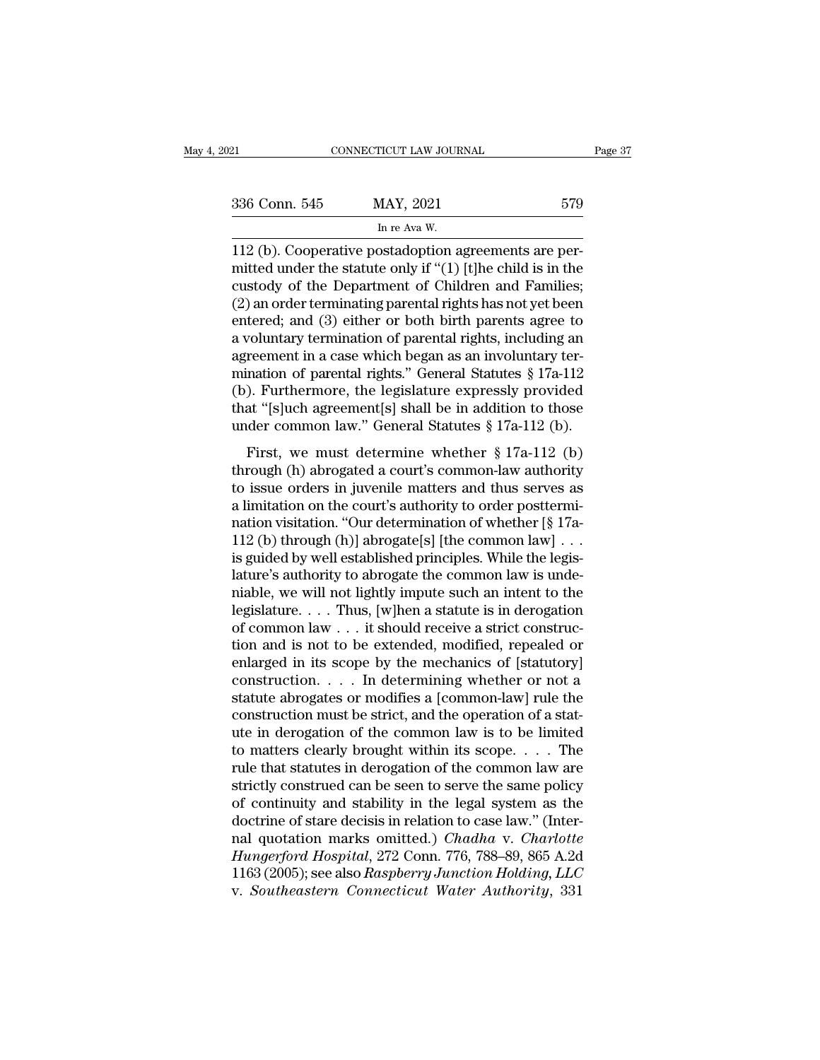112 (b). Cooperative postadoption agreements are permitted under the statute only if "(1) [t]he child is in the custody of the Department of Children and Families; (2) an order terminating parental rights has not yet been entered; and (3) either or both birth parents agree to a voluntary termination of parental rights, including an agreement in a case which began as an involuntary termination of parental rights." General Statutes § 17a-112 (b). Furthermore, the legislature expressly provided that "[s]uch agreement[s] shall be in addition to those under common law." General Statutes § 17a-112 (b).

First, we must determine whether § 17a-112 (b) through (h) abrogated a court's common-law authority to issue orders in juvenile matters and thus serves as a limitation on the court's authority to order posttermination visitation. "Our determination of whether [§ 17a-112 (b) through (h)] abrogate[s] [the common law] . . . is guided by well established principles. While the legislature's authority to abrogate the common law is undeniable, we will not lightly impute such an intent to the legislature. . . . Thus, [w]hen a statute is in derogation of common law . . . it should receive a strict construction and is not to be extended, modified, repealed or enlarged in its scope by the mechanics of [statutory] construction. . . . In determining whether or not a statute abrogates or modifies a [common-law] rule the construction must be strict, and the operation of a statute in derogation of the common law is to be limited to matters clearly brought within its scope. . . . The rule that statutes in derogation of the common law are strictly construed can be seen to serve the same policy of continuity and stability in the legal system as the doctrine of stare decisis in relation to case law." (Internal quotation marks omitted.) *Chadha* v. *Charlotte Hungerford Hospital*, 272 Conn. 776, 788–89, 865 A.2d 1163 (2005); see also *Raspberry Junction Holding, LLC* v. *Southeastern Connecticut Water Authority*, 331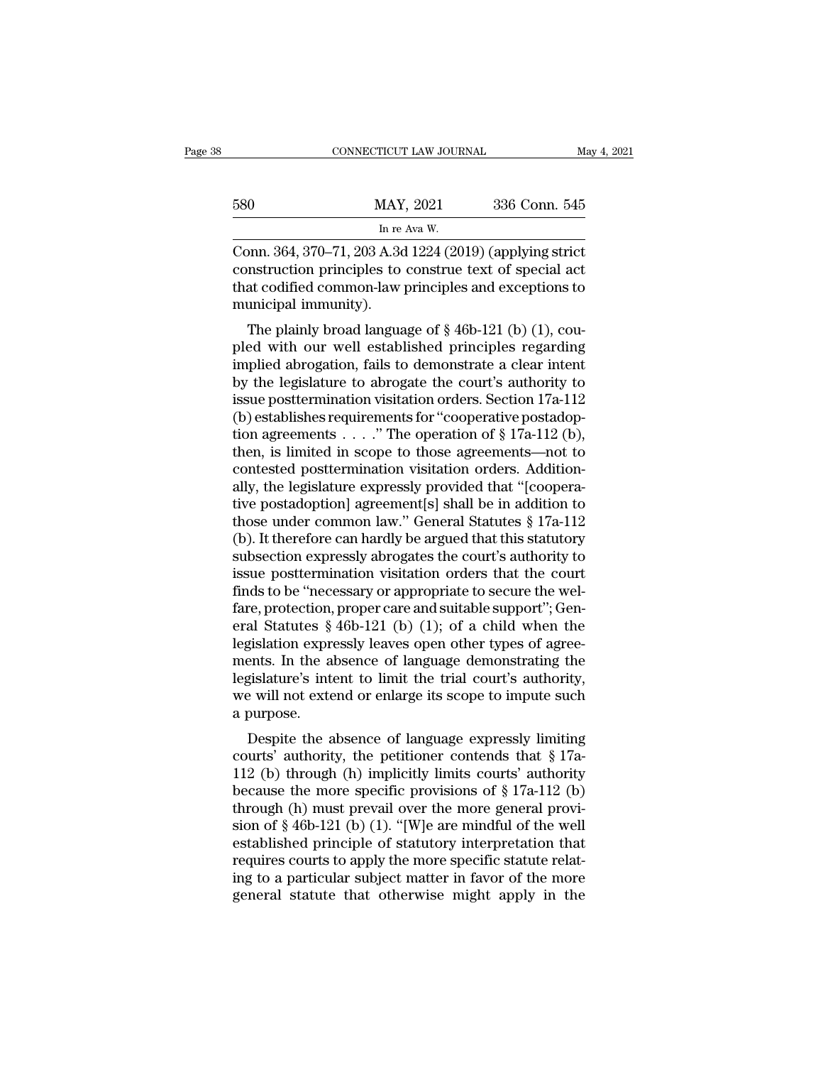Conn. 364, 370–71, 203 A.3d 1224 (2019) (applying strict construction principles to construe text of special act that codified common-law principles and exceptions to municipal immunity).

The plainly broad language of § 46b-121 (b) (1), coupled with our well established principles regarding implied abrogation, fails to demonstrate a clear intent by the legislature to abrogate the court's authority to issue posttermination visitation orders. Section 17a-112 (b) establishes requirements for "cooperative postadoption agreements . . . ." The operation of § 17a-112 (b), then, is limited in scope to those agreements—not to contested posttermination visitation orders. Additionally, the legislature expressly provided that "[cooperative postadoption] agreement[s] shall be in addition to those under common law." General Statutes § 17a-112 (b). It therefore can hardly be argued that this statutory subsection expressly abrogates the court's authority to issue posttermination visitation orders that the court finds to be "necessary or appropriate to secure the welfare, protection, proper care and suitable support"; General Statutes § 46b-121 (b) (1); of a child when the legislation expressly leaves open other types of agreements. In the absence of language demonstrating the legislature's intent to limit the trial court's authority, we will not extend or enlarge its scope to impute such a purpose.

Despite the absence of language expressly limiting courts' authority, the petitioner contends that § 17a-112 (b) through (h) implicitly limits courts' authority because the more specific provisions of § 17a-112 (b) through (h) must prevail over the more general provision of § 46b-121 (b) (1). "[W]e are mindful of the well established principle of statutory interpretation that requires courts to apply the more specific statute relating to a particular subject matter in favor of the more general statute that otherwise might apply in the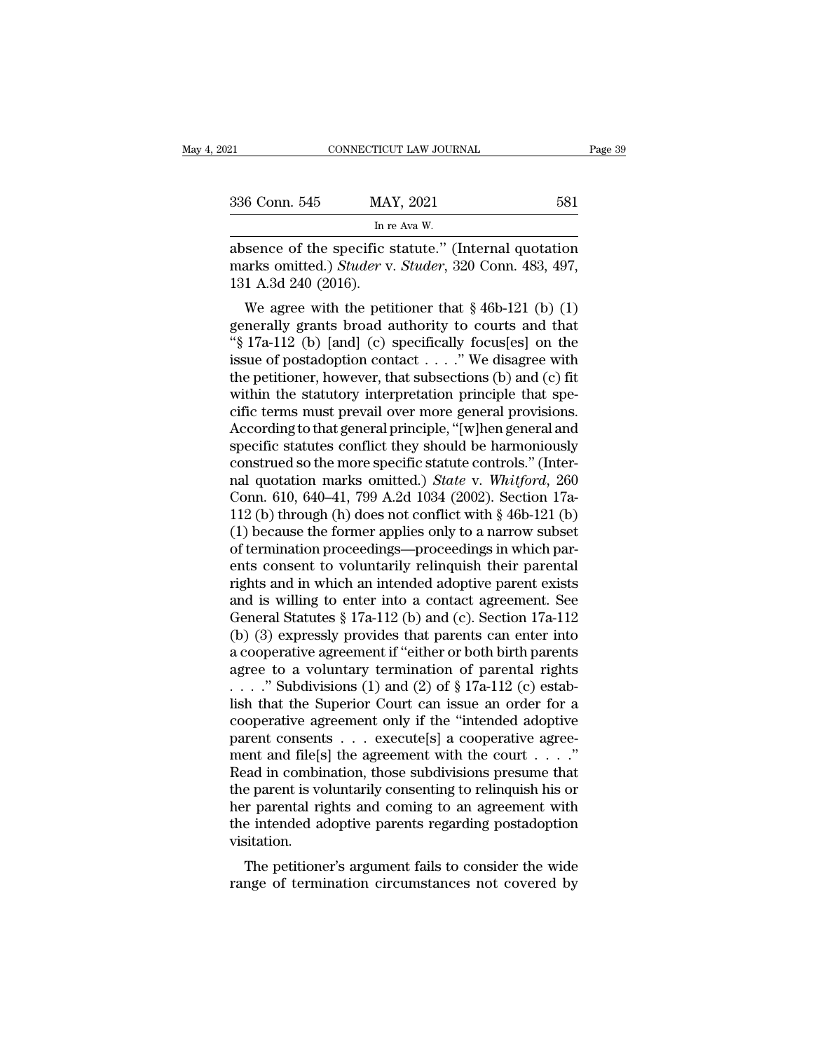absence of the specific statute." (Internal quotation marks omitted.) *Studer* v. *Studer*, 320 Conn. 483, 497, 131 A.3d 240 (2016).

We agree with the petitioner that § 46b-121 (b) (1) generally grants broad authority to courts and that "§ 17a-112 (b) [and] (c) specifically focus[es] on the issue of postadoption contact . . . ." We disagree with the petitioner, however, that subsections (b) and (c) fit within the statutory interpretation principle that specific terms must prevail over more general provisions. According to that general principle, "[w]hen general and specific statutes conflict they should be harmoniously construed so the more specific statute controls." (Internal quotation marks omitted.) *State* v. *Whitford*, 260 Conn. 610, 640–41, 799 A.2d 1034 (2002). Section 17a-112 (b) through (h) does not conflict with § 46b-121 (b) (1) because the former applies only to a narrow subset of termination proceedings—proceedings in which parents consent to voluntarily relinquish their parental rights and in which an intended adoptive parent exists and is willing to enter into a contact agreement. See General Statutes § 17a-112 (b) and (c). Section 17a-112 (b) (3) expressly provides that parents can enter into a cooperative agreement if "either or both birth parents agree to a voluntary termination of parental rights . . . ." Subdivisions (1) and (2) of § 17a-112 (c) establish that the Superior Court can issue an order for a cooperative agreement only if the "intended adoptive parent consents . . . execute[s] a cooperative agreement and file[s] the agreement with the court . . . ." Read in combination, those subdivisions presume that the parent is voluntarily consenting to relinquish his or her parental rights and coming to an agreement with the intended adoptive parents regarding postadoption visitation.

The petitioner's argument fails to consider the wide range of termination circumstances not covered by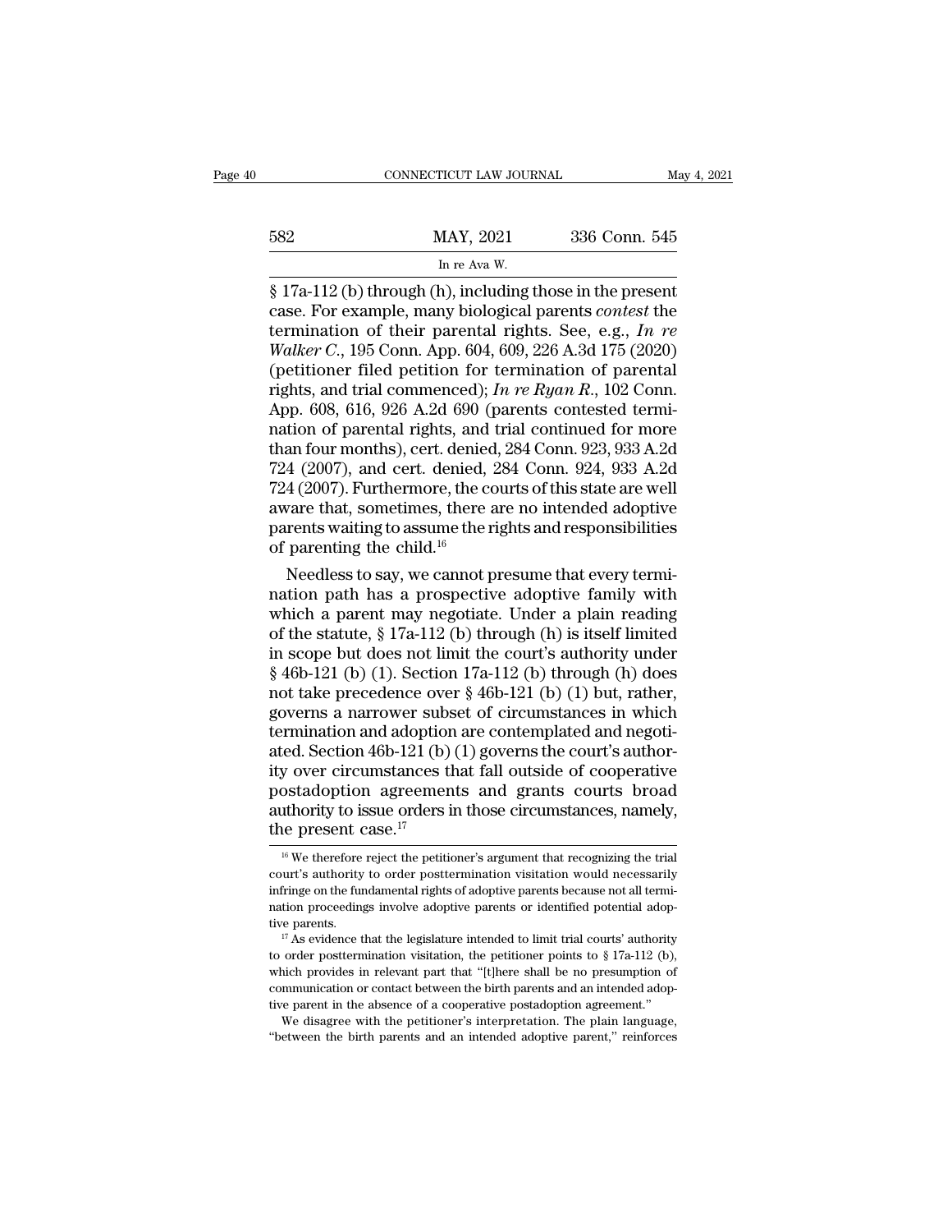§ 17a-112 (b) through (h), including those in the present case. For example, many biological parents *contest* the termination of their parental rights. See, e.g., *In re Walker C.*, 195 Conn. App. 604, 609, 226 A.3d 175 (2020) (petitioner filed petition for termination of parental rights, and trial commenced); *In re Ryan R.*, 102 Conn. App. 608, 616, 926 A.2d 690 (parents contested termination of parental rights, and trial continued for more than four months), cert. denied, 284 Conn. 923, 933 A.2d 724 (2007), and cert. denied, 284 Conn. 924, 933 A.2d 724 (2007). Furthermore, the courts of this state are well aware that, sometimes, there are no intended adoptive parents waiting to assume the rights and responsibilities of parenting the child.[16]

Needless to say, we cannot presume that every termination path has a prospective adoptive family with which a parent may negotiate. Under a plain reading of the statute, § 17a-112 (b) through (h) is itself limited in scope but does not limit the court's authority under § 46b-121 (b) (1). Section 17a-112 (b) through (h) does not take precedence over § 46b-121 (b) (1) but, rather, governs a narrower subset of circumstances in which termination and adoption are contemplated and negotiated. Section 46b-121 (b) (1) governs the court's authority over circumstances that fall outside of cooperative postadoption agreements and grants courts broad authority to issue orders in those circumstances, namely, the present case.[17]

[16] We therefore reject the petitioner's argument that recognizing the trial court's authority to order posttermination visitation would necessarily infringe on the fundamental rights of adoptive parents because not all termination proceedings involve adoptive parents or identified potential adoptive parents.

[17] As evidence that the legislature intended to limit trial courts' authority to order posttermination visitation, the petitioner points to § 17a-112 (b), which provides in relevant part that "[t]here shall be no presumption of communication or contact between the birth parents and an intended adoptive parent in the absence of a cooperative postadoption agreement."

We disagree with the petitioner's interpretation. The plain language, "between the birth parents and an intended adoptive parent," reinforces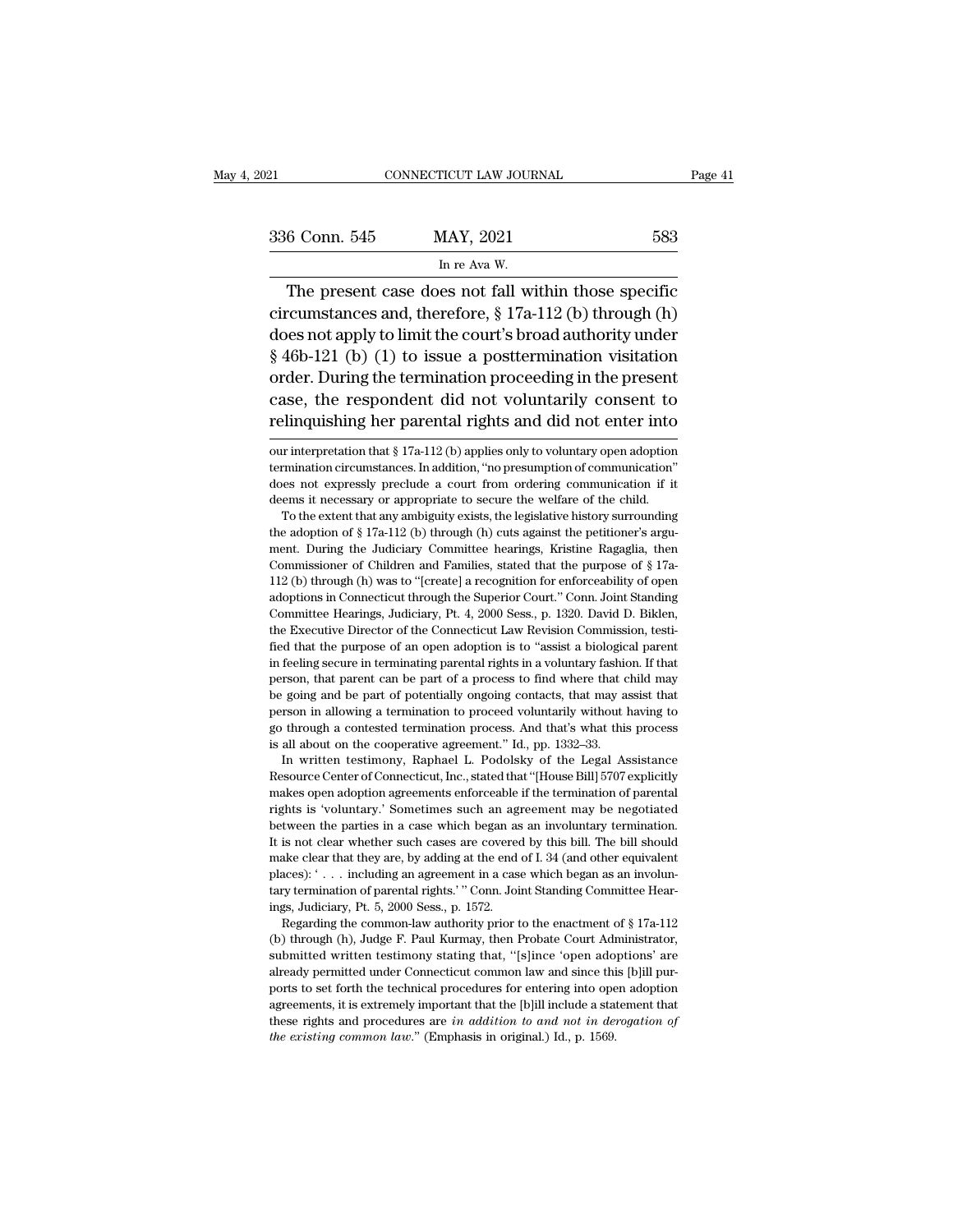The present case does not fall within those specific circumstances and, therefore, § 17a-112 (b) through (h) does not apply to limit the court's broad authority under § 46b-121 (b) (1) to issue a posttermination visitation order. During the termination proceeding in the present case, the respondent did not voluntarily consent to relinquishing her parental rights and did not enter into

our interpretation that § 17a-112 (b) applies only to voluntary open adoption termination circumstances. In addition, "no presumption of communication" does not expressly preclude a court from ordering communication if it deems it necessary or appropriate to secure the welfare of the child.

To the extent that any ambiguity exists, the legislative history surrounding the adoption of § 17a-112 (b) through (h) cuts against the petitioner's argument. During the Judiciary Committee hearings, Kristine Ragaglia, then Commissioner of Children and Families, stated that the purpose of § 17a-112 (b) through (h) was to "[create] a recognition for enforceability of open adoptions in Connecticut through the Superior Court." Conn. Joint Standing Committee Hearings, Judiciary, Pt. 4, 2000 Sess., p. 1320. David D. Biklen, the Executive Director of the Connecticut Law Revision Commission, testified that the purpose of an open adoption is to "assist a biological parent in feeling secure in terminating parental rights in a voluntary fashion. If that person, that parent can be part of a process to find where that child may be going and be part of potentially ongoing contacts, that may assist that person in allowing a termination to proceed voluntarily without having to go through a contested termination process. And that's what this process is all about on the cooperative agreement." Id., pp. 1332–33.

In written testimony, Raphael L. Podolsky of the Legal Assistance Resource Center of Connecticut, Inc., stated that "[House Bill] 5707 explicitly makes open adoption agreements enforceable if the termination of parental rights is 'voluntary.' Sometimes such an agreement may be negotiated between the parties in a case which began as an involuntary termination. It is not clear whether such cases are covered by this bill. The bill should make clear that they are, by adding at the end of l. 34 (and other equivalent places): ' . . . including an agreement in a case which began as an involuntary termination of parental rights.' " Conn. Joint Standing Committee Hearings, Judiciary, Pt. 5, 2000 Sess., p. 1572.

Regarding the common-law authority prior to the enactment of § 17a-112 (b) through (h), Judge F. Paul Kurmay, then Probate Court Administrator, submitted written testimony stating that, "[s]ince 'open adoptions' are already permitted under Connecticut common law and since this [b]ill purports to set forth the technical procedures for entering into open adoption agreements, it is extremely important that the [b]ill include a statement that these rights and procedures are *in addition to and not in derogation of the existing common law*." (Emphasis in original.) Id., p. 1569.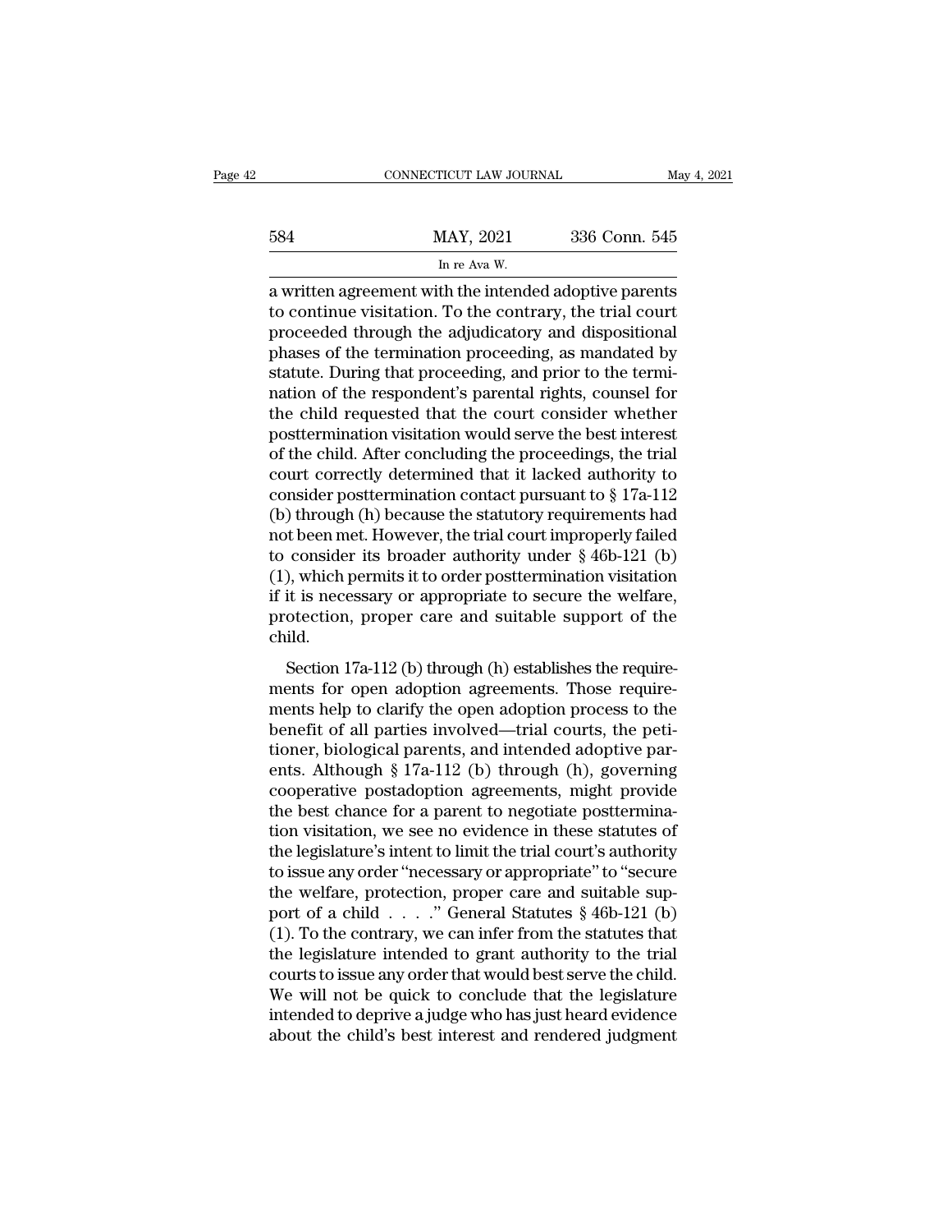a written agreement with the intended adoptive parents to continue visitation. To the contrary, the trial court proceeded through the adjudicatory and dispositional phases of the termination proceeding, as mandated by statute. During that proceeding, and prior to the termination of the respondent's parental rights, counsel for the child requested that the court consider whether posttermination visitation would serve the best interest of the child. After concluding the proceedings, the trial court correctly determined that it lacked authority to consider posttermination contact pursuant to § 17a-112 (b) through (h) because the statutory requirements had not been met. However, the trial court improperly failed to consider its broader authority under § 46b-121 (b) (1), which permits it to order posttermination visitation if it is necessary or appropriate to secure the welfare, protection, proper care and suitable support of the child.

Section 17a-112 (b) through (h) establishes the requirements for open adoption agreements. Those requirements help to clarify the open adoption process to the benefit of all parties involved—trial courts, the petitioner, biological parents, and intended adoptive parents. Although § 17a-112 (b) through (h), governing cooperative postadoption agreements, might provide the best chance for a parent to negotiate posttermination visitation, we see no evidence in these statutes of the legislature's intent to limit the trial court's authority to issue any order "necessary or appropriate" to "secure the welfare, protection, proper care and suitable support of a child . . . ." General Statutes § 46b-121 (b) (1). To the contrary, we can infer from the statutes that the legislature intended to grant authority to the trial courts to issue any order that would best serve the child. We will not be quick to conclude that the legislature intended to deprive a judge who has just heard evidence about the child's best interest and rendered judgment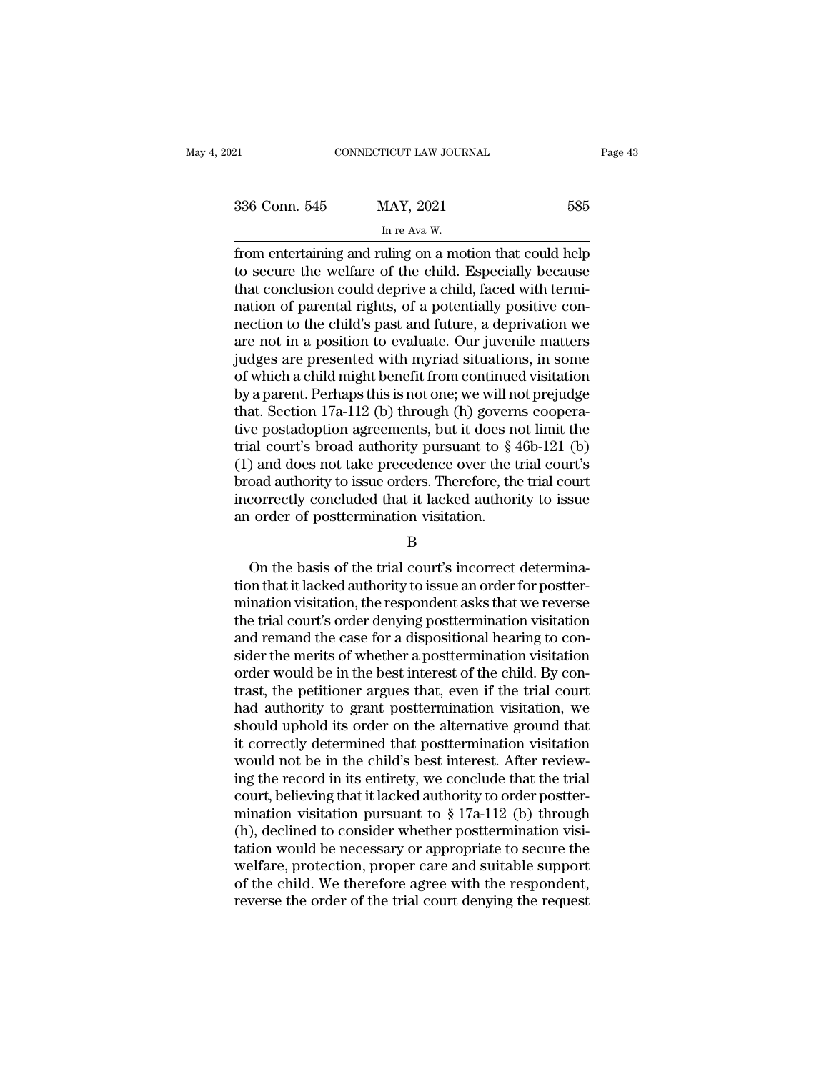from entertaining and ruling on a motion that could help to secure the welfare of the child. Especially because that conclusion could deprive a child, faced with termination of parental rights, of a potentially positive connection to the child's past and future, a deprivation we are not in a position to evaluate. Our juvenile matters judges are presented with myriad situations, in some of which a child might benefit from continued visitation by a parent. Perhaps this is not one; we will not prejudge that. Section 17a-112 (b) through (h) governs cooperative postadoption agreements, but it does not limit the trial court's broad authority pursuant to § 46b-121 (b) (1) and does not take precedence over the trial court's broad authority to issue orders. Therefore, the trial court incorrectly concluded that it lacked authority to issue an order of posttermination visitation.

B

On the basis of the trial court's incorrect determination that it lacked authority to issue an order for posttermination visitation, the respondent asks that we reverse the trial court's order denying posttermination visitation and remand the case for a dispositional hearing to consider the merits of whether a posttermination visitation order would be in the best interest of the child. By contrast, the petitioner argues that, even if the trial court had authority to grant posttermination visitation, we should uphold its order on the alternative ground that it correctly determined that posttermination visitation would not be in the child's best interest. After reviewing the record in its entirety, we conclude that the trial court, believing that it lacked authority to order posttermination visitation pursuant to § 17a-112 (b) through (h), declined to consider whether posttermination visitation would be necessary or appropriate to secure the welfare, protection, proper care and suitable support of the child. We therefore agree with the respondent, reverse the order of the trial court denying the request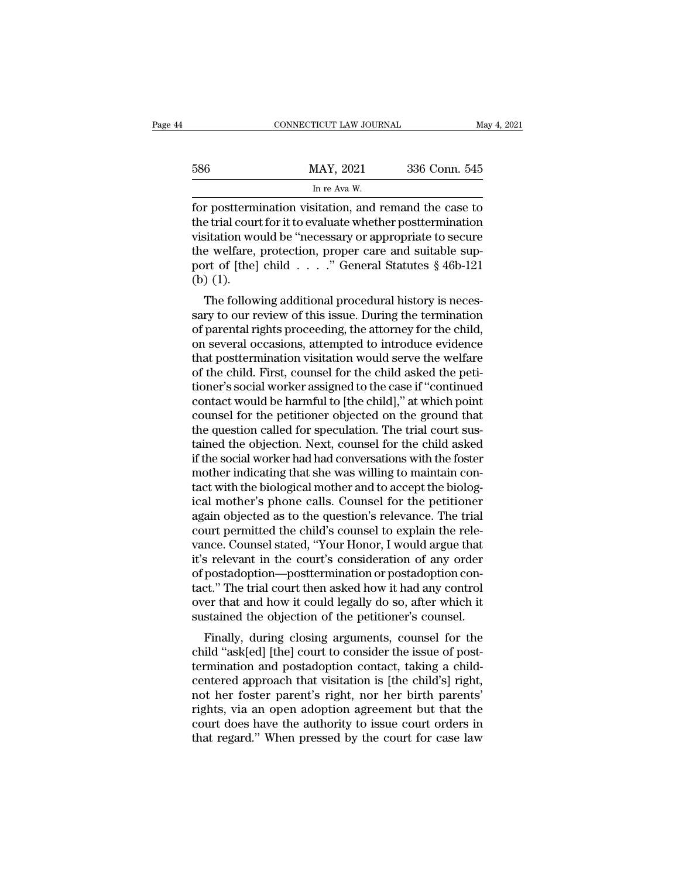for posttermination visitation, and remand the case to the trial court for it to evaluate whether posttermination visitation would be "necessary or appropriate to secure the welfare, protection, proper care and suitable support of [the] child . . . ." General Statutes § 46b-121 (b) (1).

The following additional procedural history is necessary to our review of this issue. During the termination of parental rights proceeding, the attorney for the child, on several occasions, attempted to introduce evidence that posttermination visitation would serve the welfare of the child. First, counsel for the child asked the petitioner's social worker assigned to the case if "continued contact would be harmful to [the child]," at which point counsel for the petitioner objected on the ground that the question called for speculation. The trial court sustained the objection. Next, counsel for the child asked if the social worker had had conversations with the foster mother indicating that she was willing to maintain contact with the biological mother and to accept the biological mother's phone calls. Counsel for the petitioner again objected as to the question's relevance. The trial court permitted the child's counsel to explain the relevance. Counsel stated, "Your Honor, I would argue that it's relevant in the court's consideration of any order of postadoption—posttermination or postadoption contact." The trial court then asked how it had any control over that and how it could legally do so, after which it sustained the objection of the petitioner's counsel.

Finally, during closing arguments, counsel for the child "ask[ed] [the] court to consider the issue of posttermination and postadoption contact, taking a child-centered approach that visitation is [the child's] right, not her foster parent's right, nor her birth parents' rights, via an open adoption agreement but that the court does have the authority to issue court orders in that regard." When pressed by the court for case law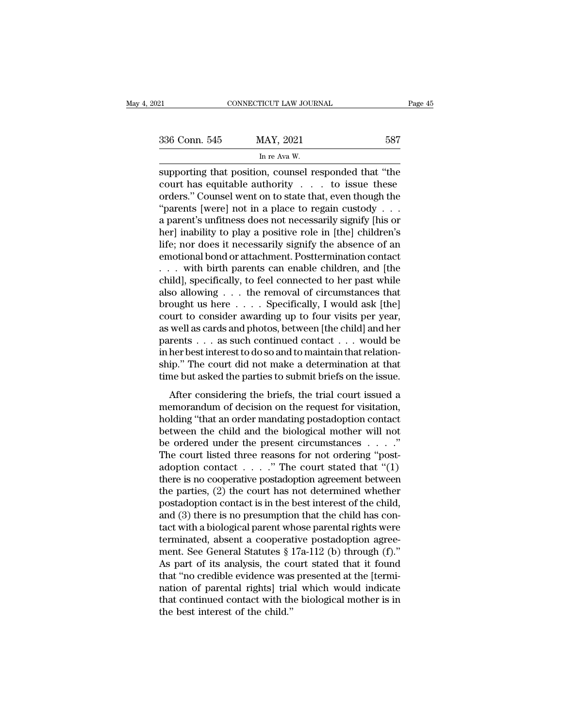supporting that position, counsel responded that "the court has equitable authority . . . to issue these orders." Counsel went on to state that, even though the "parents [were] not in a place to regain custody . . . a parent's unfitness does not necessarily signify [his or her] inability to play a positive role in [the] children's life; nor does it necessarily signify the absence of an emotional bond or attachment. Posttermination contact . . . with birth parents can enable children, and [the child], specifically, to feel connected to her past while also allowing . . . the removal of circumstances that brought us here . . . . Specifically, I would ask [the] court to consider awarding up to four visits per year, as well as cards and photos, between [the child] and her parents . . . as such continued contact . . . would be in her best interest to do so and to maintain that relationship." The court did not make a determination at that time but asked the parties to submit briefs on the issue.

After considering the briefs, the trial court issued a memorandum of decision on the request for visitation, holding "that an order mandating postadoption contact between the child and the biological mother will not be ordered under the present circumstances . . . ." The court listed three reasons for not ordering "postadoption contact . . . ." The court stated that "(1) there is no cooperative postadoption agreement between the parties, (2) the court has not determined whether postadoption contact is in the best interest of the child, and (3) there is no presumption that the child has contact with a biological parent whose parental rights were terminated, absent a cooperative postadoption agreement. See General Statutes § 17a-112 (b) through (f)." As part of its analysis, the court stated that it found that "no credible evidence was presented at the [termination of parental rights] trial which would indicate that continued contact with the biological mother is in the best interest of the child."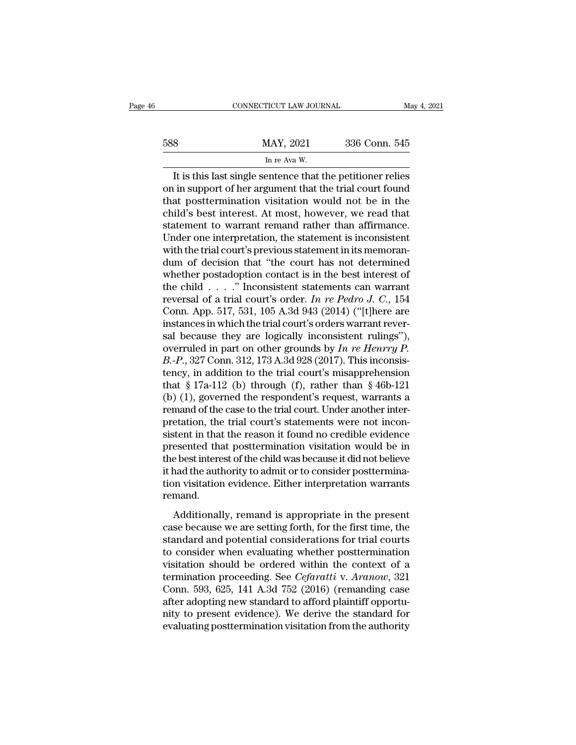It is this last single sentence that the petitioner relies on in support of her argument that the trial court found that posttermination visitation would not be in the child's best interest. At most, however, we read that statement to warrant remand rather than affirmance. Under one interpretation, the statement is inconsistent with the trial court's previous statement in its memorandum of decision that "the court has not determined whether postadoption contact is in the best interest of the child . . . ." Inconsistent statements can warrant reversal of a trial court's order. *In re Pedro J. C.*, 154 Conn. App. 517, 531, 105 A.3d 943 (2014) ("[t]here are instances in which the trial court's orders warrant reversal because they are logically inconsistent rulings"), overruled in part on other grounds by *In re Henrry P. B.-P.*, 327 Conn. 312, 173 A.3d 928 (2017). This inconsistency, in addition to the trial court's misapprehension that § 17a-112 (b) through (f), rather than § 46b-121 (b) (1), governed the respondent's request, warrants a remand of the case to the trial court. Under another interpretation, the trial court's statements were not inconsistent in that the reason it found no credible evidence presented that posttermination visitation would be in the best interest of the child was because it did not believe it had the authority to admit or to consider posttermination visitation evidence. Either interpretation warrants remand.

Additionally, remand is appropriate in the present case because we are setting forth, for the first time, the standard and potential considerations for trial courts to consider when evaluating whether posttermination visitation should be ordered within the context of a termination proceeding. See *Cefaratti* v. *Aranow*, 321 Conn. 593, 625, 141 A.3d 752 (2016) (remanding case after adopting new standard to afford plaintiff opportunity to present evidence). We derive the standard for evaluating posttermination visitation from the authority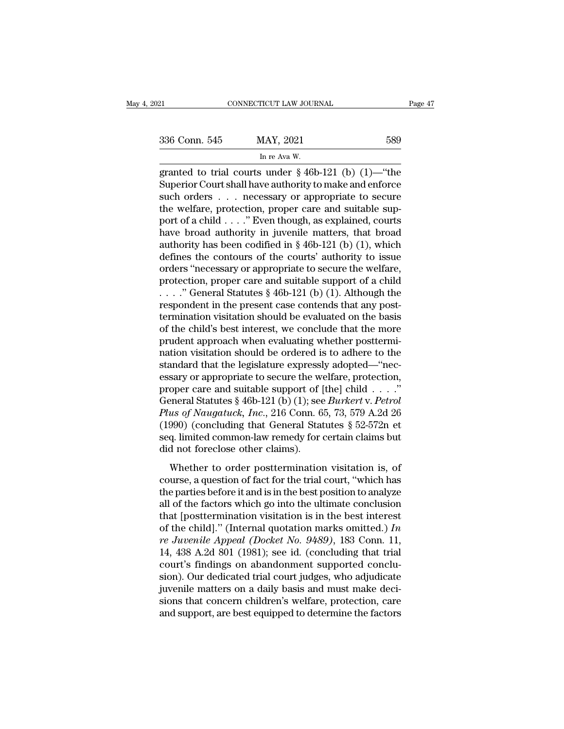granted to trial courts under § 46b-121 (b) (1)—"the Superior Court shall have authority to make and enforce such orders . . . necessary or appropriate to secure the welfare, protection, proper care and suitable support of a child . . . ." Even though, as explained, courts have broad authority in juvenile matters, that broad authority has been codified in § 46b-121 (b) (1), which defines the contours of the courts' authority to issue orders "necessary or appropriate to secure the welfare, protection, proper care and suitable support of a child . . . ." General Statutes § 46b-121 (b) (1). Although the respondent in the present case contends that any posttermination visitation should be evaluated on the basis of the child's best interest, we conclude that the more prudent approach when evaluating whether posttermination visitation should be ordered is to adhere to the standard that the legislature expressly adopted—"necessary or appropriate to secure the welfare, protection, proper care and suitable support of [the] child . . . ." General Statutes § 46b-121 (b) (1); see *Burkert* v. *Petrol Plus of Naugatuck, Inc.*, 216 Conn. 65, 73, 579 A.2d 26 (1990) (concluding that General Statutes § 52-572n et seq. limited common-law remedy for certain claims but did not foreclose other claims).

Whether to order posttermination visitation is, of course, a question of fact for the trial court, "which has the parties before it and is in the best position to analyze all of the factors which go into the ultimate conclusion that [posttermination visitation is in the best interest of the child]." (Internal quotation marks omitted.) *In re Juvenile Appeal (Docket No. 9489)*, 183 Conn. 11, 14, 438 A.2d 801 (1981); see id. (concluding that trial court's findings on abandonment supported conclusion). Our dedicated trial court judges, who adjudicate juvenile matters on a daily basis and must make decisions that concern children's welfare, protection, care and support, are best equipped to determine the factors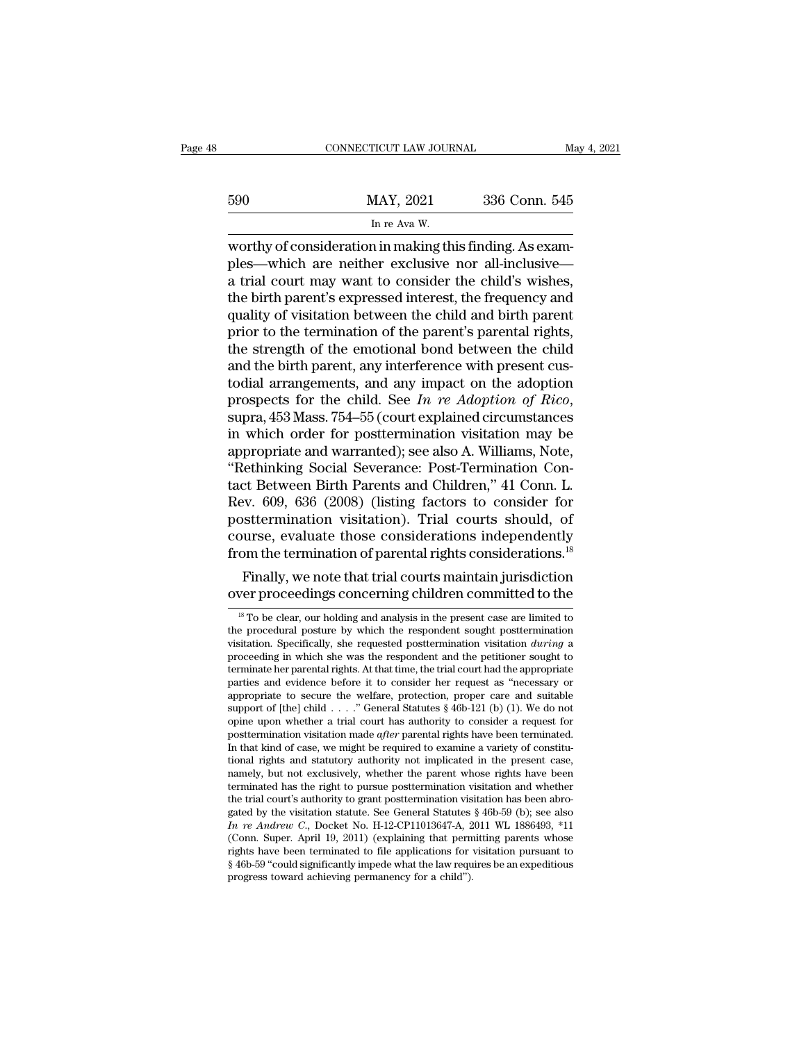worthy of consideration in making this finding. As examples—which are neither exclusive nor all-inclusive—a trial court may want to consider the child's wishes, the birth parent's expressed interest, the frequency and quality of visitation between the child and birth parent prior to the termination of the parent's parental rights, the strength of the emotional bond between the child and the birth parent, any interference with present custodial arrangements, and any impact on the adoption prospects for the child. See *In re Adoption of Rico*, supra, 453 Mass. 754–55 (court explained circumstances in which order for posttermination visitation may be appropriate and warranted); see also A. Williams, Note, "Rethinking Social Severance: Post-Termination Contact Between Birth Parents and Children," 41 Conn. L. Rev. 609, 636 (2008) (listing factors to consider for posttermination visitation). Trial courts should, of course, evaluate those considerations independently from the termination of parental rights considerations.[18]

Finally, we note that trial courts maintain jurisdiction over proceedings concerning children committed to the

[18] To be clear, our holding and analysis in the present case are limited to the procedural posture by which the respondent sought posttermination visitation. Specifically, she requested posttermination visitation *during* a proceeding in which she was the respondent and the petitioner sought to terminate her parental rights. At that time, the trial court had the appropriate parties and evidence before it to consider her request as "necessary or appropriate to secure the welfare, protection, proper care and suitable support of [the] child . . . ." General Statutes § 46b-121 (b) (1). We do not opine upon whether a trial court has authority to consider a request for posttermination visitation made *after* parental rights have been terminated. In that kind of case, we might be required to examine a variety of constitutional rights and statutory authority not implicated in the present case, namely, but not exclusively, whether the parent whose rights have been terminated has the right to pursue posttermination visitation and whether the trial court's authority to grant posttermination visitation has been abrogated by the visitation statute. See General Statutes § 46b-59 (b); see also *In re Andrew C.*, Docket No. H-12-CP11013647-A, 2011 WL 1886493, *11 (Conn. Super. April 19, 2011) (explaining that permitting parents whose rights have been terminated to file applications for visitation pursuant to § 46b-59 "could significantly impede what the law requires be an expeditious progress toward achieving permanency for a child").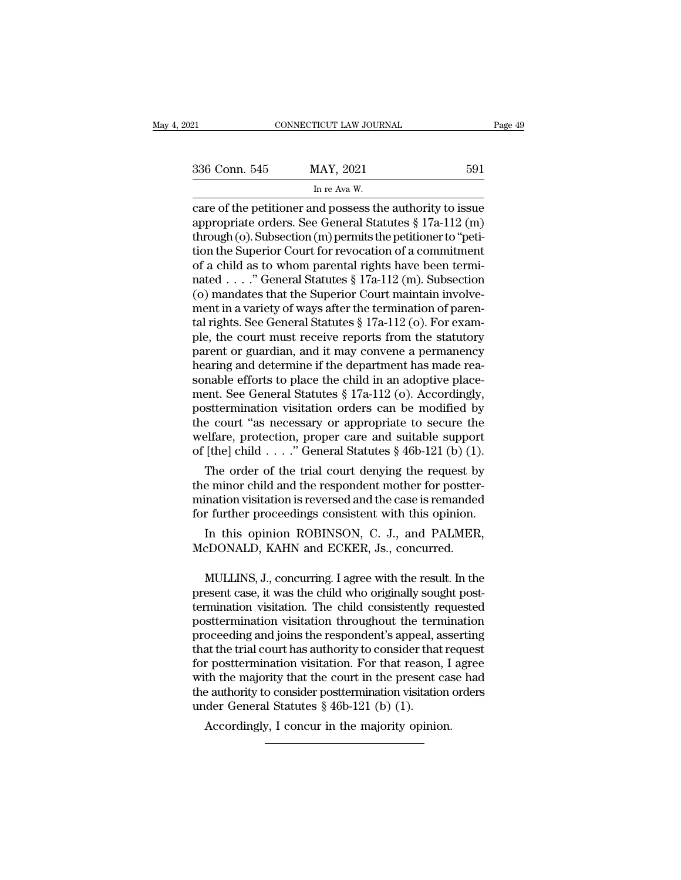care of the petitioner and possess the authority to issue appropriate orders. See General Statutes § 17a-112 (m) through (o). Subsection (m) permits the petitioner to "petition the Superior Court for revocation of a commitment of a child as to whom parental rights have been terminated . . . ." General Statutes § 17a-112 (m). Subsection (o) mandates that the Superior Court maintain involvement in a variety of ways after the termination of parental rights. See General Statutes § 17a-112 (o). For example, the court must receive reports from the statutory parent or guardian, and it may convene a permanency hearing and determine if the department has made reasonable efforts to place the child in an adoptive placement. See General Statutes § 17a-112 (o). Accordingly, posttermination visitation orders can be modified by the court "as necessary or appropriate to secure the welfare, protection, proper care and suitable support of [the] child . . . ." General Statutes § 46b-121 (b) (1).

The order of the trial court denying the request by the minor child and the respondent mother for posttermination visitation is reversed and the case is remanded for further proceedings consistent with this opinion.

In this opinion ROBINSON, C. J., and PALMER, McDONALD, KAHN and ECKER, Js., concurred.

MULLINS, J., concurring. I agree with the result. In the present case, it was the child who originally sought posttermination visitation. The child consistently requested posttermination visitation throughout the termination proceeding and joins the respondent's appeal, asserting that the trial court has authority to consider that request for posttermination visitation. For that reason, I agree with the majority that the court in the present case had the authority to consider posttermination visitation orders under General Statutes § 46b-121 (b) (1).

Accordingly, I concur in the majority opinion.